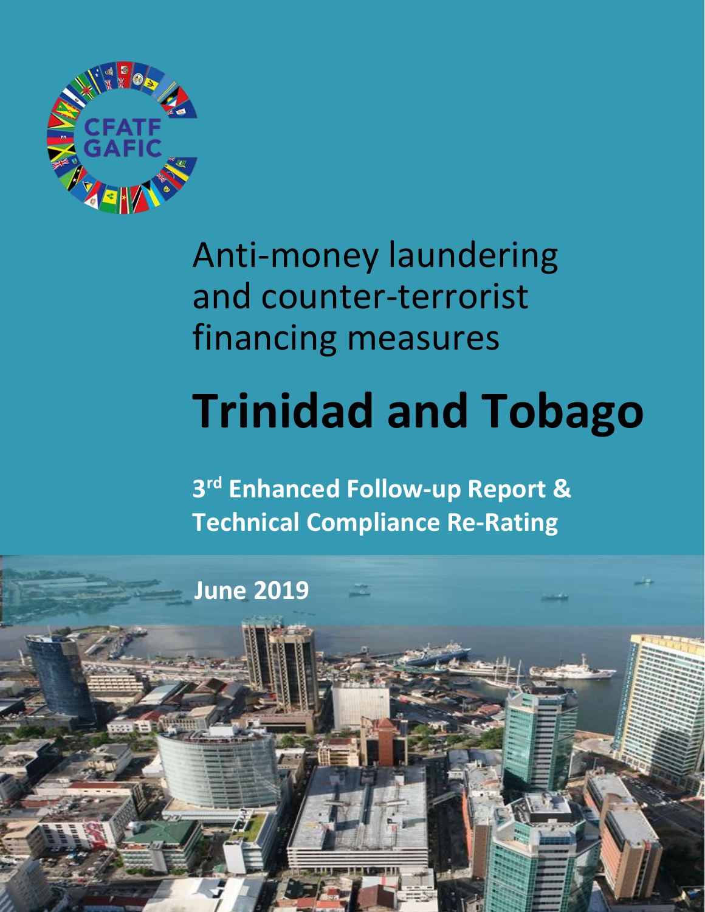CFATF GAFIC

Anti-money laundering and counter-terrorist financing measures

# Trinidad and Tobago

**3rd Enhanced Follow-up Report & Technical Compliance Re-Rating**

**June 2019**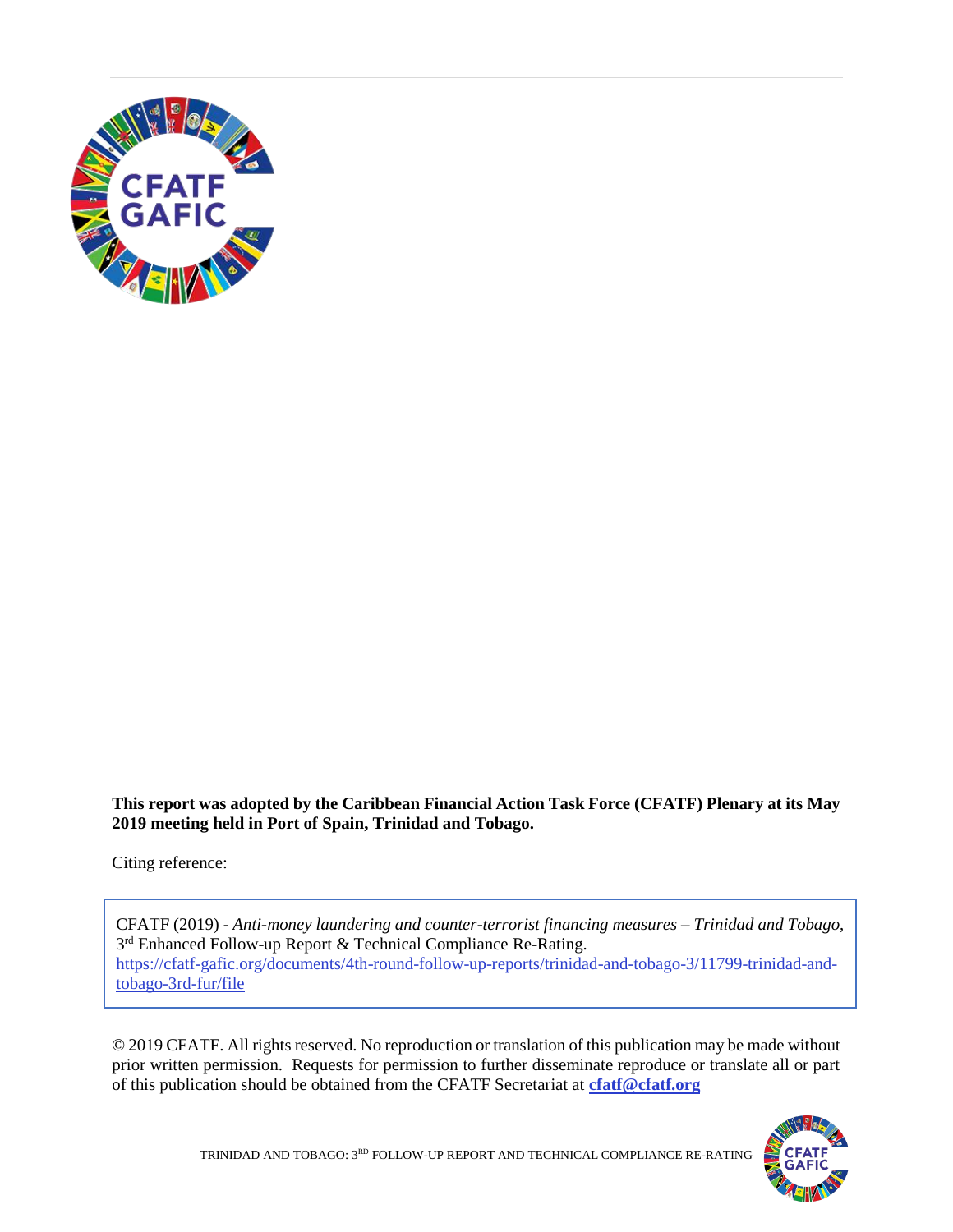**This report was adopted by the Caribbean Financial Action Task Force (CFATF) Plenary at its May 2019 meeting held in Port of Spain, Trinidad and Tobago.**

Citing reference:

CFATF (2019) - *Anti-money laundering and counter-terrorist financing measures – Trinidad and Tobago*, 3rd Enhanced Follow-up Report & Technical Compliance Re-Rating.
https://cfatf-gafic.org/documents/4th-round-follow-up-reports/trinidad-and-tobago-3/11799-trinidad-and-tobago-3rd-fur/file

© 2019 CFATF. All rights reserved. No reproduction or translation of this publication may be made without prior written permission. Requests for permission to further disseminate reproduce or translate all or part of this publication should be obtained from the CFATF Secretariat at **cfatf@cfatf.org**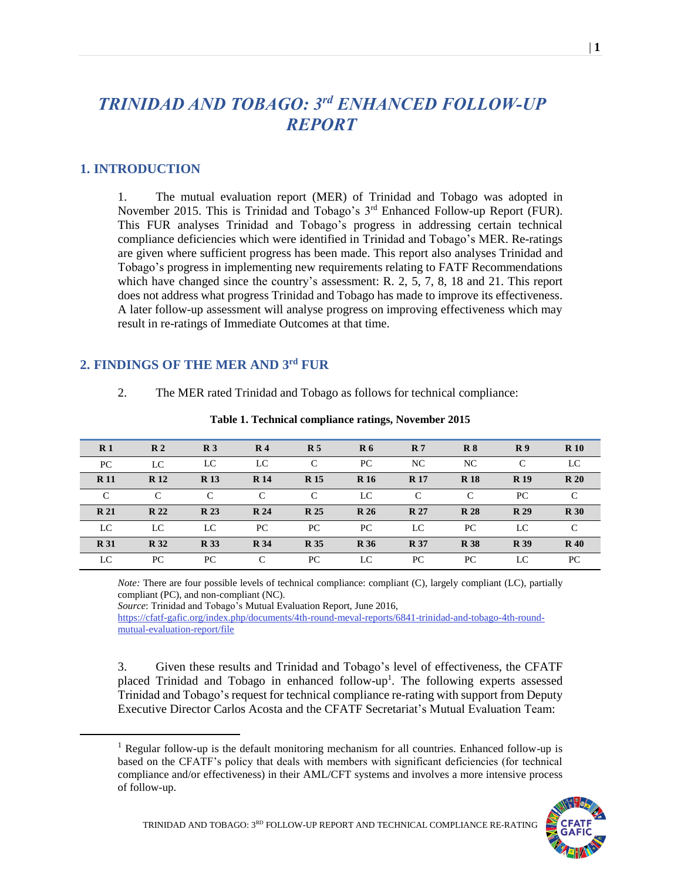# *TRINIDAD AND TOBAGO: 3rd ENHANCED FOLLOW-UP REPORT*

## 1. INTRODUCTION

1. The mutual evaluation report (MER) of Trinidad and Tobago was adopted in November 2015. This is Trinidad and Tobago's 3rd Enhanced Follow-up Report (FUR). This FUR analyses Trinidad and Tobago's progress in addressing certain technical compliance deficiencies which were identified in Trinidad and Tobago's MER. Re-ratings are given where sufficient progress has been made. This report also analyses Trinidad and Tobago's progress in implementing new requirements relating to FATF Recommendations which have changed since the country's assessment: R. 2, 5, 7, 8, 18 and 21. This report does not address what progress Trinidad and Tobago has made to improve its effectiveness. A later follow-up assessment will analyse progress on improving effectiveness which may result in re-ratings of Immediate Outcomes at that time.

## 2. FINDINGS OF THE MER AND 3rd FUR

2. The MER rated Trinidad and Tobago as follows for technical compliance:

**Table 1. Technical compliance ratings, November 2015**

| R 1 | R 2 | R 3 | R 4 | R 5 | R 6 | R 7 | R 8 | R 9 | R 10 |
|---|---|---|---|---|---|---|---|---|---|
| PC | LC | LC | LC | C | PC | NC | NC | C | LC |
| **R 11** | **R 12** | **R 13** | **R 14** | **R 15** | **R 16** | **R 17** | **R 18** | **R 19** | **R 20** |
| C | C | C | C | C | LC | C | C | PC | C |
| **R 21** | **R 22** | **R 23** | **R 24** | **R 25** | **R 26** | **R 27** | **R 28** | **R 29** | **R 30** |
| LC | LC | LC | PC | PC | PC | LC | PC | LC | C |
| **R 31** | **R 32** | **R 33** | **R 34** | **R 35** | **R 36** | **R 37** | **R 38** | **R 39** | **R 40** |
| LC | PC | PC | C | PC | LC | PC | PC | LC | PC |

*Note:* There are four possible levels of technical compliance: compliant (C), largely compliant (LC), partially compliant (PC), and non-compliant (NC).
*Source*: Trinidad and Tobago's Mutual Evaluation Report, June 2016, https://cfatf-gafic.org/index.php/documents/4th-round-meval-reports/6841-trinidad-and-tobago-4th-round-mutual-evaluation-report/file

3. Given these results and Trinidad and Tobago's level of effectiveness, the CFATF placed Trinidad and Tobago in enhanced follow-up[1]. The following experts assessed Trinidad and Tobago's request for technical compliance re-rating with support from Deputy Executive Director Carlos Acosta and the CFATF Secretariat's Mutual Evaluation Team:

[1] Regular follow-up is the default monitoring mechanism for all countries. Enhanced follow-up is based on the CFATF's policy that deals with members with significant deficiencies (for technical compliance and/or effectiveness) in their AML/CFT systems and involves a more intensive process of follow-up.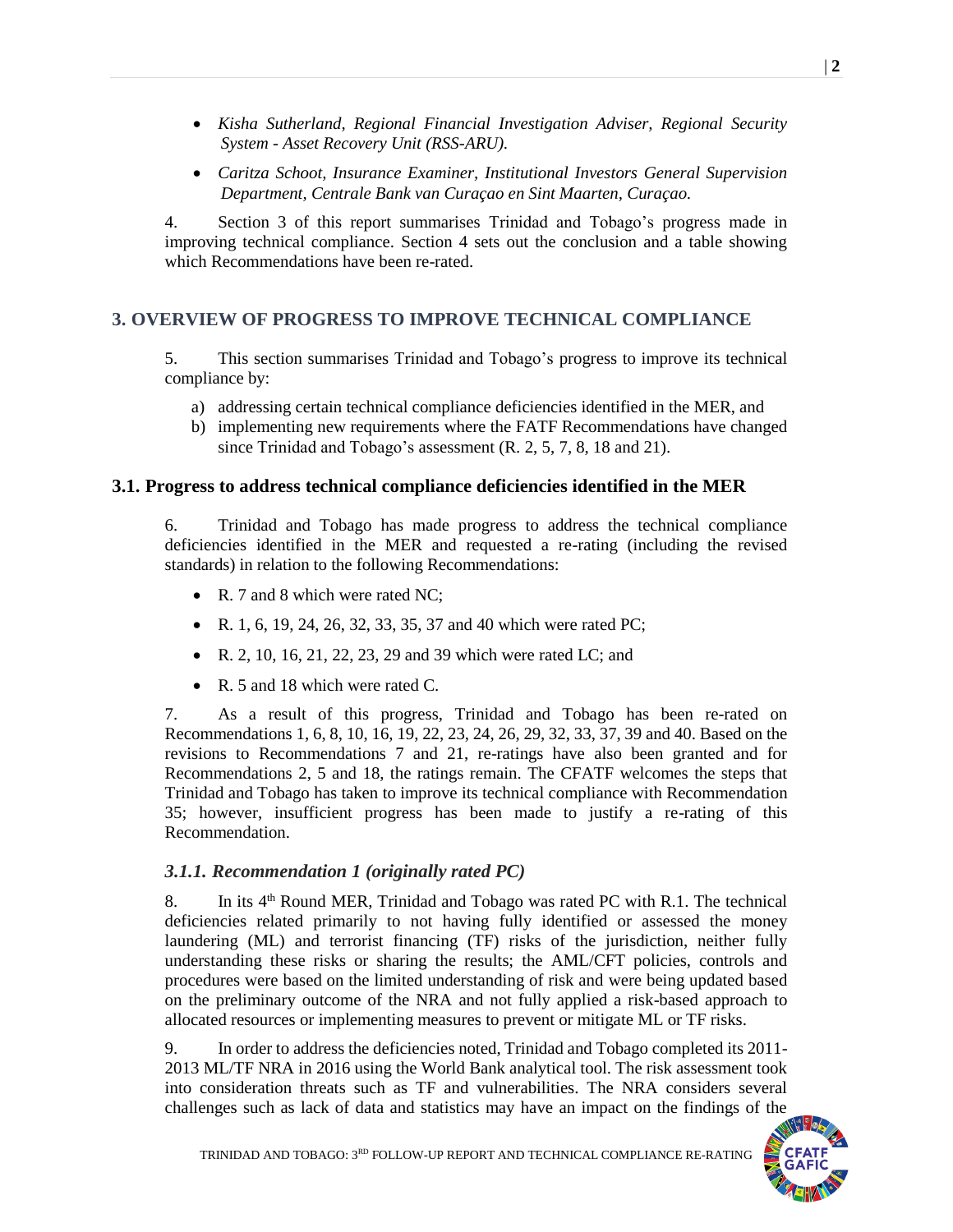- *Kisha Sutherland, Regional Financial Investigation Adviser, Regional Security System - Asset Recovery Unit (RSS-ARU).*
- *Caritza Schoot, Insurance Examiner, Institutional Investors General Supervision Department, Centrale Bank van Curaçao en Sint Maarten, Curaçao.*

4. Section 3 of this report summarises Trinidad and Tobago's progress made in improving technical compliance. Section 4 sets out the conclusion and a table showing which Recommendations have been re-rated.

## 3. OVERVIEW OF PROGRESS TO IMPROVE TECHNICAL COMPLIANCE

5. This section summarises Trinidad and Tobago's progress to improve its technical compliance by:

a) addressing certain technical compliance deficiencies identified in the MER, and
b) implementing new requirements where the FATF Recommendations have changed since Trinidad and Tobago's assessment (R. 2, 5, 7, 8, 18 and 21).

### 3.1. Progress to address technical compliance deficiencies identified in the MER

6. Trinidad and Tobago has made progress to address the technical compliance deficiencies identified in the MER and requested a re-rating (including the revised standards) in relation to the following Recommendations:

- R. 7 and 8 which were rated NC;
- R. 1, 6, 19, 24, 26, 32, 33, 35, 37 and 40 which were rated PC;
- R. 2, 10, 16, 21, 22, 23, 29 and 39 which were rated LC; and
- R. 5 and 18 which were rated C.

7. As a result of this progress, Trinidad and Tobago has been re-rated on Recommendations 1, 6, 8, 10, 16, 19, 22, 23, 24, 26, 29, 32, 33, 37, 39 and 40. Based on the revisions to Recommendations 7 and 21, re-ratings have also been granted and for Recommendations 2, 5 and 18, the ratings remain. The CFATF welcomes the steps that Trinidad and Tobago has taken to improve its technical compliance with Recommendation 35; however, insufficient progress has been made to justify a re-rating of this Recommendation.

#### *3.1.1. Recommendation 1 (originally rated PC)*

8. In its 4th Round MER, Trinidad and Tobago was rated PC with R.1. The technical deficiencies related primarily to not having fully identified or assessed the money laundering (ML) and terrorist financing (TF) risks of the jurisdiction, neither fully understanding these risks or sharing the results; the AML/CFT policies, controls and procedures were based on the limited understanding of risk and were being updated based on the preliminary outcome of the NRA and not fully applied a risk-based approach to allocated resources or implementing measures to prevent or mitigate ML or TF risks.

9. In order to address the deficiencies noted, Trinidad and Tobago completed its 2011-2013 ML/TF NRA in 2016 using the World Bank analytical tool. The risk assessment took into consideration threats such as TF and vulnerabilities. The NRA considers several challenges such as lack of data and statistics may have an impact on the findings of the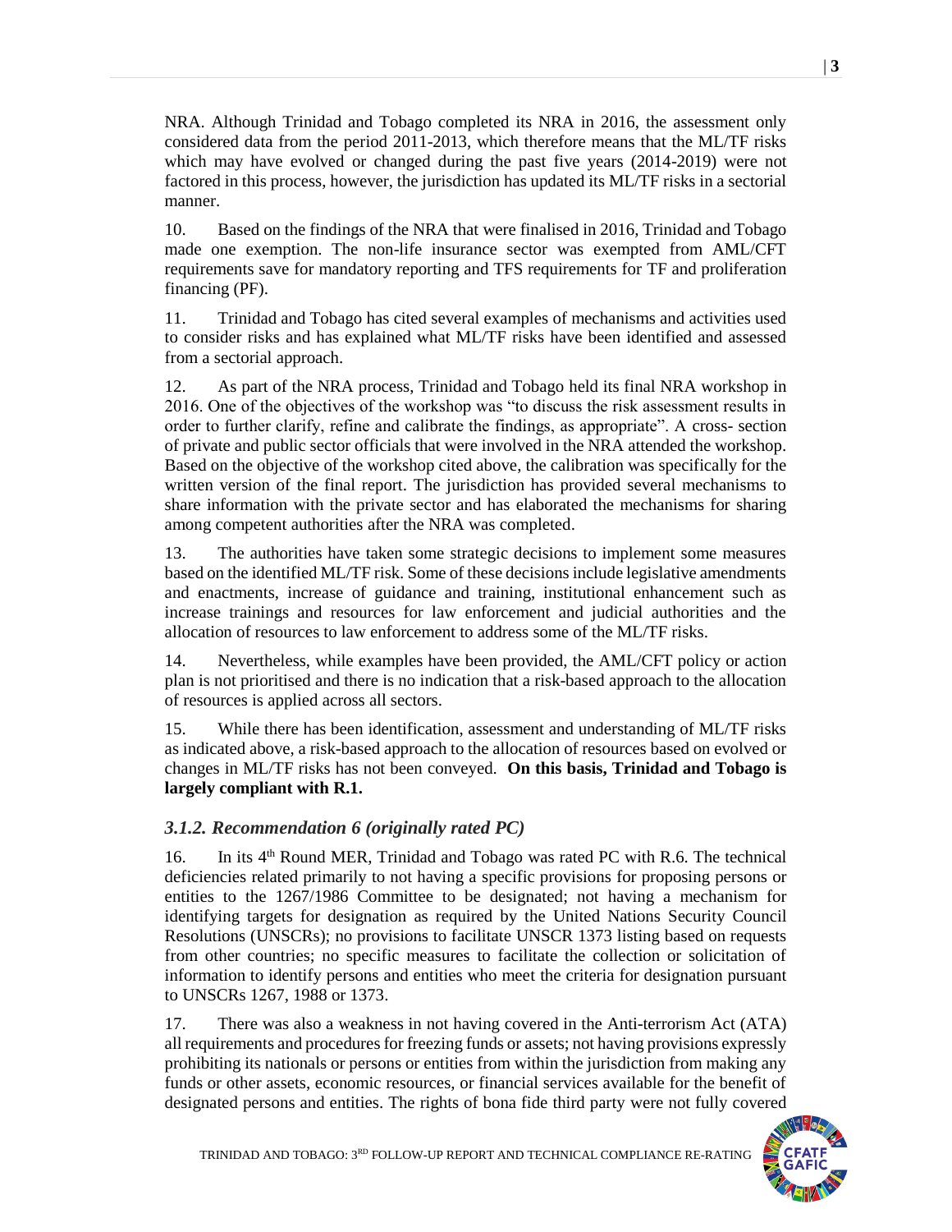NRA. Although Trinidad and Tobago completed its NRA in 2016, the assessment only considered data from the period 2011-2013, which therefore means that the ML/TF risks which may have evolved or changed during the past five years (2014-2019) were not factored in this process, however, the jurisdiction has updated its ML/TF risks in a sectorial manner.

10. Based on the findings of the NRA that were finalised in 2016, Trinidad and Tobago made one exemption. The non-life insurance sector was exempted from AML/CFT requirements save for mandatory reporting and TFS requirements for TF and proliferation financing (PF).

11. Trinidad and Tobago has cited several examples of mechanisms and activities used to consider risks and has explained what ML/TF risks have been identified and assessed from a sectorial approach.

12. As part of the NRA process, Trinidad and Tobago held its final NRA workshop in 2016. One of the objectives of the workshop was "to discuss the risk assessment results in order to further clarify, refine and calibrate the findings, as appropriate". A cross- section of private and public sector officials that were involved in the NRA attended the workshop. Based on the objective of the workshop cited above, the calibration was specifically for the written version of the final report. The jurisdiction has provided several mechanisms to share information with the private sector and has elaborated the mechanisms for sharing among competent authorities after the NRA was completed.

13. The authorities have taken some strategic decisions to implement some measures based on the identified ML/TF risk. Some of these decisions include legislative amendments and enactments, increase of guidance and training, institutional enhancement such as increase trainings and resources for law enforcement and judicial authorities and the allocation of resources to law enforcement to address some of the ML/TF risks.

14. Nevertheless, while examples have been provided, the AML/CFT policy or action plan is not prioritised and there is no indication that a risk-based approach to the allocation of resources is applied across all sectors.

15. While there has been identification, assessment and understanding of ML/TF risks as indicated above, a risk-based approach to the allocation of resources based on evolved or changes in ML/TF risks has not been conveyed. **On this basis, Trinidad and Tobago is largely compliant with R.1.**

### *3.1.2. Recommendation 6 (originally rated PC)*

16. In its 4th Round MER, Trinidad and Tobago was rated PC with R.6. The technical deficiencies related primarily to not having a specific provisions for proposing persons or entities to the 1267/1986 Committee to be designated; not having a mechanism for identifying targets for designation as required by the United Nations Security Council Resolutions (UNSCRs); no provisions to facilitate UNSCR 1373 listing based on requests from other countries; no specific measures to facilitate the collection or solicitation of information to identify persons and entities who meet the criteria for designation pursuant to UNSCRs 1267, 1988 or 1373.

17. There was also a weakness in not having covered in the Anti-terrorism Act (ATA) all requirements and procedures for freezing funds or assets; not having provisions expressly prohibiting its nationals or persons or entities from within the jurisdiction from making any funds or other assets, economic resources, or financial services available for the benefit of designated persons and entities. The rights of bona fide third party were not fully covered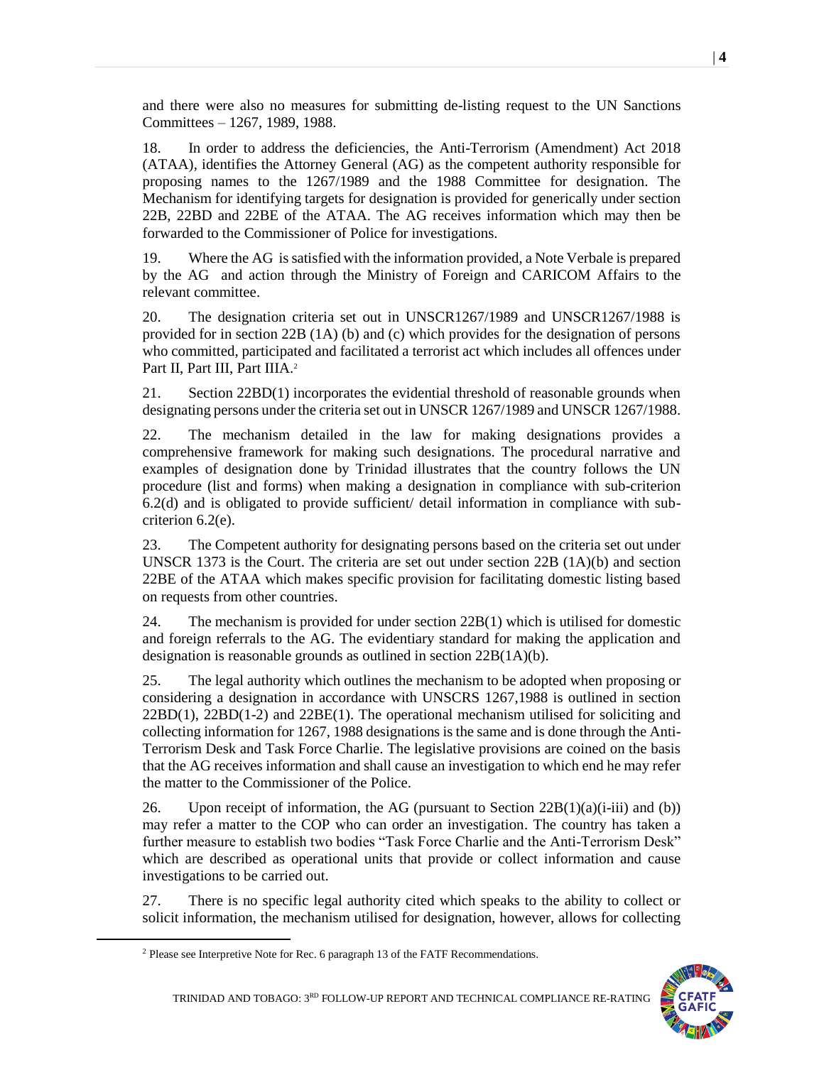and there were also no measures for submitting de-listing request to the UN Sanctions Committees – 1267, 1989, 1988.

18. In order to address the deficiencies, the Anti-Terrorism (Amendment) Act 2018 (ATAA), identifies the Attorney General (AG) as the competent authority responsible for proposing names to the 1267/1989 and the 1988 Committee for designation. The Mechanism for identifying targets for designation is provided for generically under section 22B, 22BD and 22BE of the ATAA. The AG receives information which may then be forwarded to the Commissioner of Police for investigations.

19. Where the AG is satisfied with the information provided, a Note Verbale is prepared by the AG and action through the Ministry of Foreign and CARICOM Affairs to the relevant committee.

20. The designation criteria set out in UNSCR1267/1989 and UNSCR1267/1988 is provided for in section 22B (1A) (b) and (c) which provides for the designation of persons who committed, participated and facilitated a terrorist act which includes all offences under Part II, Part III, Part IIIA.[2]

21. Section 22BD(1) incorporates the evidential threshold of reasonable grounds when designating persons under the criteria set out in UNSCR 1267/1989 and UNSCR 1267/1988.

22. The mechanism detailed in the law for making designations provides a comprehensive framework for making such designations. The procedural narrative and examples of designation done by Trinidad illustrates that the country follows the UN procedure (list and forms) when making a designation in compliance with sub-criterion 6.2(d) and is obligated to provide sufficient/ detail information in compliance with sub-criterion 6.2(e).

23. The Competent authority for designating persons based on the criteria set out under UNSCR 1373 is the Court. The criteria are set out under section 22B (1A)(b) and section 22BE of the ATAA which makes specific provision for facilitating domestic listing based on requests from other countries.

24. The mechanism is provided for under section 22B(1) which is utilised for domestic and foreign referrals to the AG. The evidentiary standard for making the application and designation is reasonable grounds as outlined in section 22B(1A)(b).

25. The legal authority which outlines the mechanism to be adopted when proposing or considering a designation in accordance with UNSCRS 1267,1988 is outlined in section 22BD(1), 22BD(1-2) and 22BE(1). The operational mechanism utilised for soliciting and collecting information for 1267, 1988 designations is the same and is done through the Anti-Terrorism Desk and Task Force Charlie. The legislative provisions are coined on the basis that the AG receives information and shall cause an investigation to which end he may refer the matter to the Commissioner of the Police.

26. Upon receipt of information, the AG (pursuant to Section 22B(1)(a)(i-iii) and (b)) may refer a matter to the COP who can order an investigation. The country has taken a further measure to establish two bodies "Task Force Charlie and the Anti-Terrorism Desk" which are described as operational units that provide or collect information and cause investigations to be carried out.

27. There is no specific legal authority cited which speaks to the ability to collect or solicit information, the mechanism utilised for designation, however, allows for collecting

[2] Please see Interpretive Note for Rec. 6 paragraph 13 of the FATF Recommendations.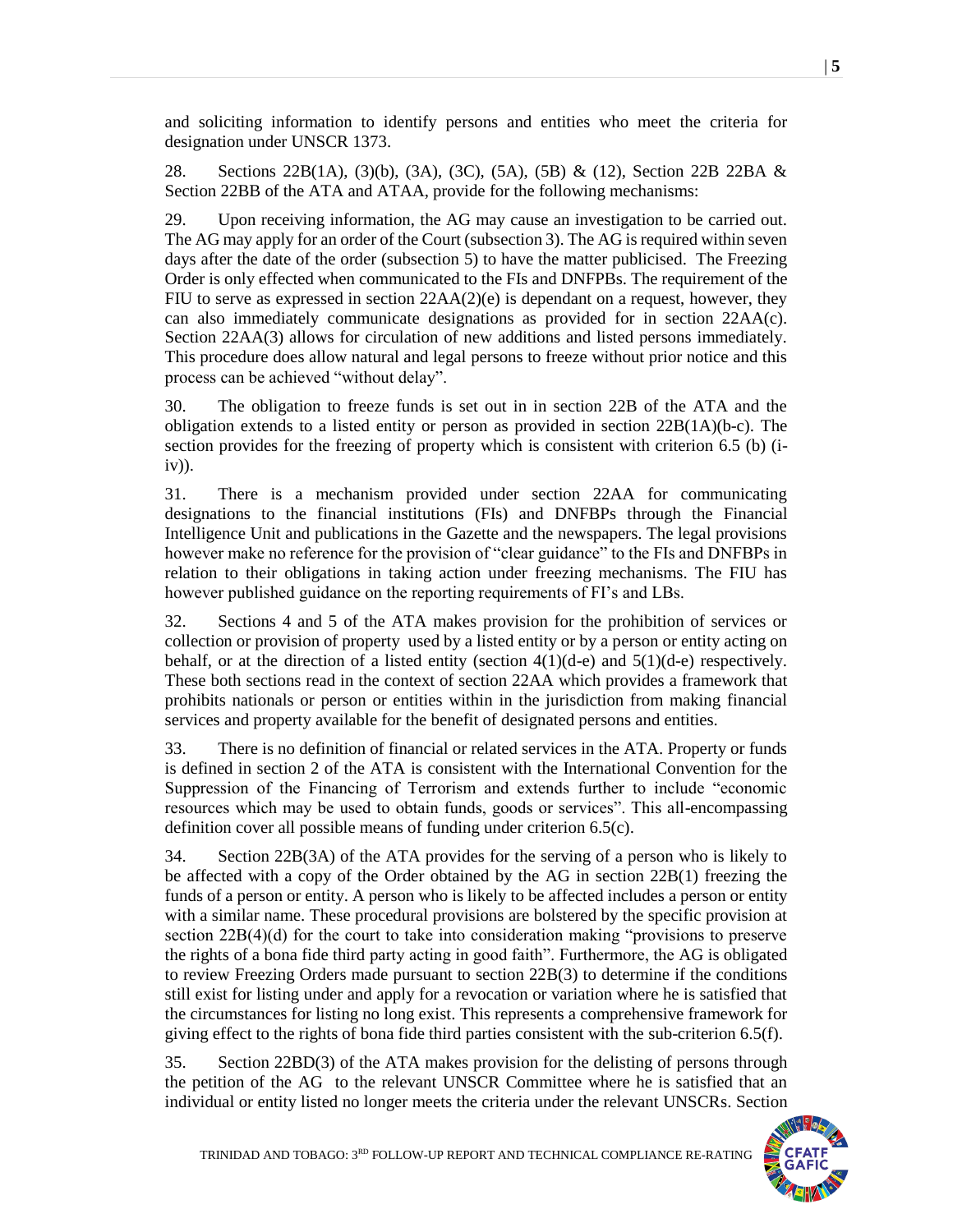and soliciting information to identify persons and entities who meet the criteria for designation under UNSCR 1373.

28. Sections 22B(1A), (3)(b), (3A), (3C), (5A), (5B) & (12), Section 22B 22BA & Section 22BB of the ATA and ATAA, provide for the following mechanisms:

29. Upon receiving information, the AG may cause an investigation to be carried out. The AG may apply for an order of the Court (subsection 3). The AG is required within seven days after the date of the order (subsection 5) to have the matter publicised. The Freezing Order is only effected when communicated to the FIs and DNFPBs. The requirement of the FIU to serve as expressed in section 22AA(2)(e) is dependant on a request, however, they can also immediately communicate designations as provided for in section 22AA(c). Section 22AA(3) allows for circulation of new additions and listed persons immediately. This procedure does allow natural and legal persons to freeze without prior notice and this process can be achieved "without delay".

30. The obligation to freeze funds is set out in in section 22B of the ATA and the obligation extends to a listed entity or person as provided in section 22B(1A)(b-c). The section provides for the freezing of property which is consistent with criterion 6.5 (b) (i-iv)).

31. There is a mechanism provided under section 22AA for communicating designations to the financial institutions (FIs) and DNFBPs through the Financial Intelligence Unit and publications in the Gazette and the newspapers. The legal provisions however make no reference for the provision of "clear guidance" to the FIs and DNFBPs in relation to their obligations in taking action under freezing mechanisms. The FIU has however published guidance on the reporting requirements of FI's and LBs.

32. Sections 4 and 5 of the ATA makes provision for the prohibition of services or collection or provision of property used by a listed entity or by a person or entity acting on behalf, or at the direction of a listed entity (section 4(1)(d-e) and 5(1)(d-e) respectively. These both sections read in the context of section 22AA which provides a framework that prohibits nationals or person or entities within in the jurisdiction from making financial services and property available for the benefit of designated persons and entities.

33. There is no definition of financial or related services in the ATA. Property or funds is defined in section 2 of the ATA is consistent with the International Convention for the Suppression of the Financing of Terrorism and extends further to include "economic resources which may be used to obtain funds, goods or services". This all-encompassing definition cover all possible means of funding under criterion 6.5(c).

34. Section 22B(3A) of the ATA provides for the serving of a person who is likely to be affected with a copy of the Order obtained by the AG in section 22B(1) freezing the funds of a person or entity. A person who is likely to be affected includes a person or entity with a similar name. These procedural provisions are bolstered by the specific provision at section 22B(4)(d) for the court to take into consideration making "provisions to preserve the rights of a bona fide third party acting in good faith". Furthermore, the AG is obligated to review Freezing Orders made pursuant to section 22B(3) to determine if the conditions still exist for listing under and apply for a revocation or variation where he is satisfied that the circumstances for listing no long exist. This represents a comprehensive framework for giving effect to the rights of bona fide third parties consistent with the sub-criterion 6.5(f).

35. Section 22BD(3) of the ATA makes provision for the delisting of persons through the petition of the AG to the relevant UNSCR Committee where he is satisfied that an individual or entity listed no longer meets the criteria under the relevant UNSCRs. Section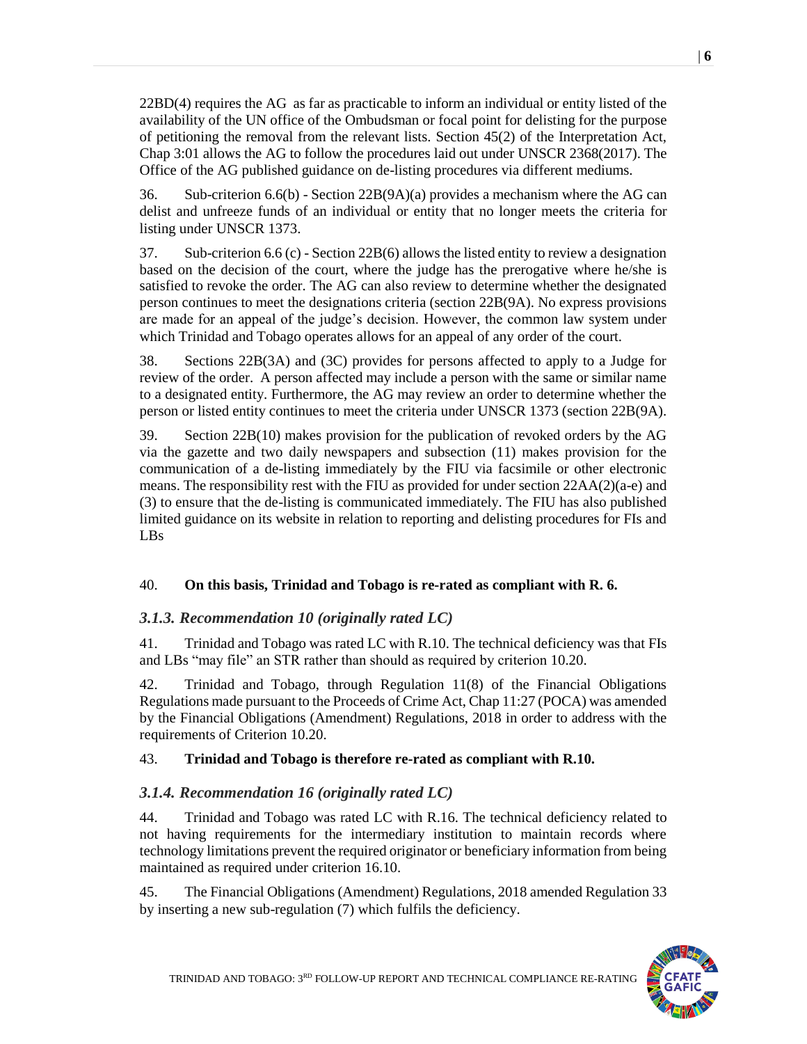22BD(4) requires the AG as far as practicable to inform an individual or entity listed of the availability of the UN office of the Ombudsman or focal point for delisting for the purpose of petitioning the removal from the relevant lists. Section 45(2) of the Interpretation Act, Chap 3:01 allows the AG to follow the procedures laid out under UNSCR 2368(2017). The Office of the AG published guidance on de-listing procedures via different mediums.

36. Sub-criterion 6.6(b) - Section 22B(9A)(a) provides a mechanism where the AG can delist and unfreeze funds of an individual or entity that no longer meets the criteria for listing under UNSCR 1373.

37. Sub-criterion 6.6 (c) - Section 22B(6) allows the listed entity to review a designation based on the decision of the court, where the judge has the prerogative where he/she is satisfied to revoke the order. The AG can also review to determine whether the designated person continues to meet the designations criteria (section 22B(9A). No express provisions are made for an appeal of the judge's decision. However, the common law system under which Trinidad and Tobago operates allows for an appeal of any order of the court.

38. Sections 22B(3A) and (3C) provides for persons affected to apply to a Judge for review of the order. A person affected may include a person with the same or similar name to a designated entity. Furthermore, the AG may review an order to determine whether the person or listed entity continues to meet the criteria under UNSCR 1373 (section 22B(9A).

39. Section 22B(10) makes provision for the publication of revoked orders by the AG via the gazette and two daily newspapers and subsection (11) makes provision for the communication of a de-listing immediately by the FIU via facsimile or other electronic means. The responsibility rest with the FIU as provided for under section 22AA(2)(a-e) and (3) to ensure that the de-listing is communicated immediately. The FIU has also published limited guidance on its website in relation to reporting and delisting procedures for FIs and LBs

40. **On this basis, Trinidad and Tobago is re-rated as compliant with R. 6.**

### *3.1.3. Recommendation 10 (originally rated LC)*

41. Trinidad and Tobago was rated LC with R.10. The technical deficiency was that FIs and LBs "may file" an STR rather than should as required by criterion 10.20.

42. Trinidad and Tobago, through Regulation 11(8) of the Financial Obligations Regulations made pursuant to the Proceeds of Crime Act, Chap 11:27 (POCA) was amended by the Financial Obligations (Amendment) Regulations, 2018 in order to address with the requirements of Criterion 10.20.

43. **Trinidad and Tobago is therefore re-rated as compliant with R.10.**

### *3.1.4. Recommendation 16 (originally rated LC)*

44. Trinidad and Tobago was rated LC with R.16. The technical deficiency related to not having requirements for the intermediary institution to maintain records where technology limitations prevent the required originator or beneficiary information from being maintained as required under criterion 16.10.

45. The Financial Obligations (Amendment) Regulations, 2018 amended Regulation 33 by inserting a new sub-regulation (7) which fulfils the deficiency.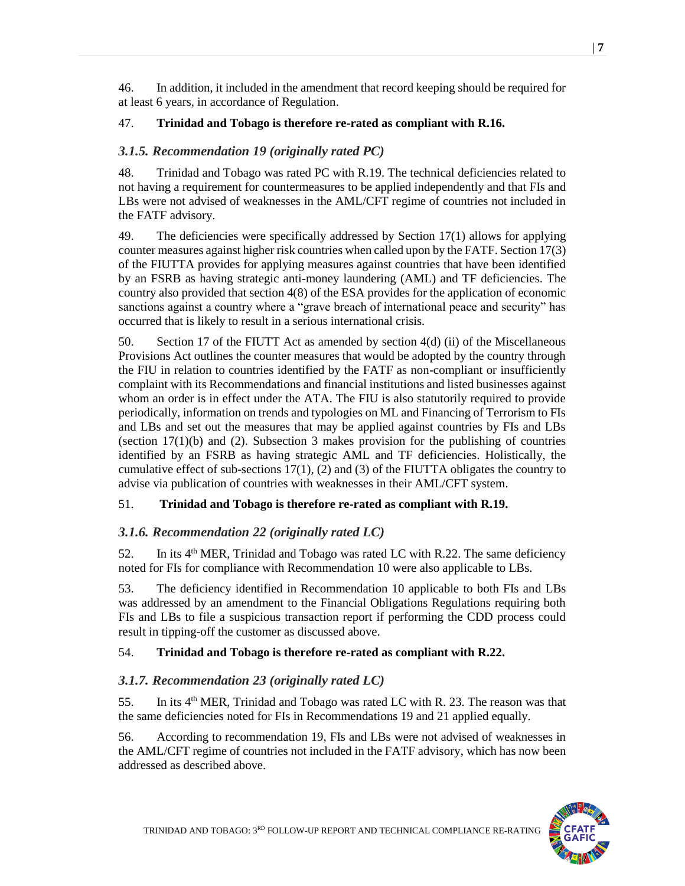46. In addition, it included in the amendment that record keeping should be required for at least 6 years, in accordance of Regulation.

47. **Trinidad and Tobago is therefore re-rated as compliant with R.16.**

### *3.1.5. Recommendation 19 (originally rated PC)*

48. Trinidad and Tobago was rated PC with R.19. The technical deficiencies related to not having a requirement for countermeasures to be applied independently and that FIs and LBs were not advised of weaknesses in the AML/CFT regime of countries not included in the FATF advisory.

49. The deficiencies were specifically addressed by Section 17(1) allows for applying counter measures against higher risk countries when called upon by the FATF. Section 17(3) of the FIUTTA provides for applying measures against countries that have been identified by an FSRB as having strategic anti-money laundering (AML) and TF deficiencies. The country also provided that section 4(8) of the ESA provides for the application of economic sanctions against a country where a "grave breach of international peace and security" has occurred that is likely to result in a serious international crisis.

50. Section 17 of the FIUTT Act as amended by section 4(d) (ii) of the Miscellaneous Provisions Act outlines the counter measures that would be adopted by the country through the FIU in relation to countries identified by the FATF as non-compliant or insufficiently complaint with its Recommendations and financial institutions and listed businesses against whom an order is in effect under the ATA. The FIU is also statutorily required to provide periodically, information on trends and typologies on ML and Financing of Terrorism to FIs and LBs and set out the measures that may be applied against countries by FIs and LBs (section 17(1)(b) and (2). Subsection 3 makes provision for the publishing of countries identified by an FSRB as having strategic AML and TF deficiencies. Holistically, the cumulative effect of sub-sections 17(1), (2) and (3) of the FIUTTA obligates the country to advise via publication of countries with weaknesses in their AML/CFT system.

51. **Trinidad and Tobago is therefore re-rated as compliant with R.19.**

### *3.1.6. Recommendation 22 (originally rated LC)*

52. In its 4th MER, Trinidad and Tobago was rated LC with R.22. The same deficiency noted for FIs for compliance with Recommendation 10 were also applicable to LBs.

53. The deficiency identified in Recommendation 10 applicable to both FIs and LBs was addressed by an amendment to the Financial Obligations Regulations requiring both FIs and LBs to file a suspicious transaction report if performing the CDD process could result in tipping-off the customer as discussed above.

54. **Trinidad and Tobago is therefore re-rated as compliant with R.22.**

### *3.1.7. Recommendation 23 (originally rated LC)*

55. In its 4th MER, Trinidad and Tobago was rated LC with R. 23. The reason was that the same deficiencies noted for FIs in Recommendations 19 and 21 applied equally.

56. According to recommendation 19, FIs and LBs were not advised of weaknesses in the AML/CFT regime of countries not included in the FATF advisory, which has now been addressed as described above.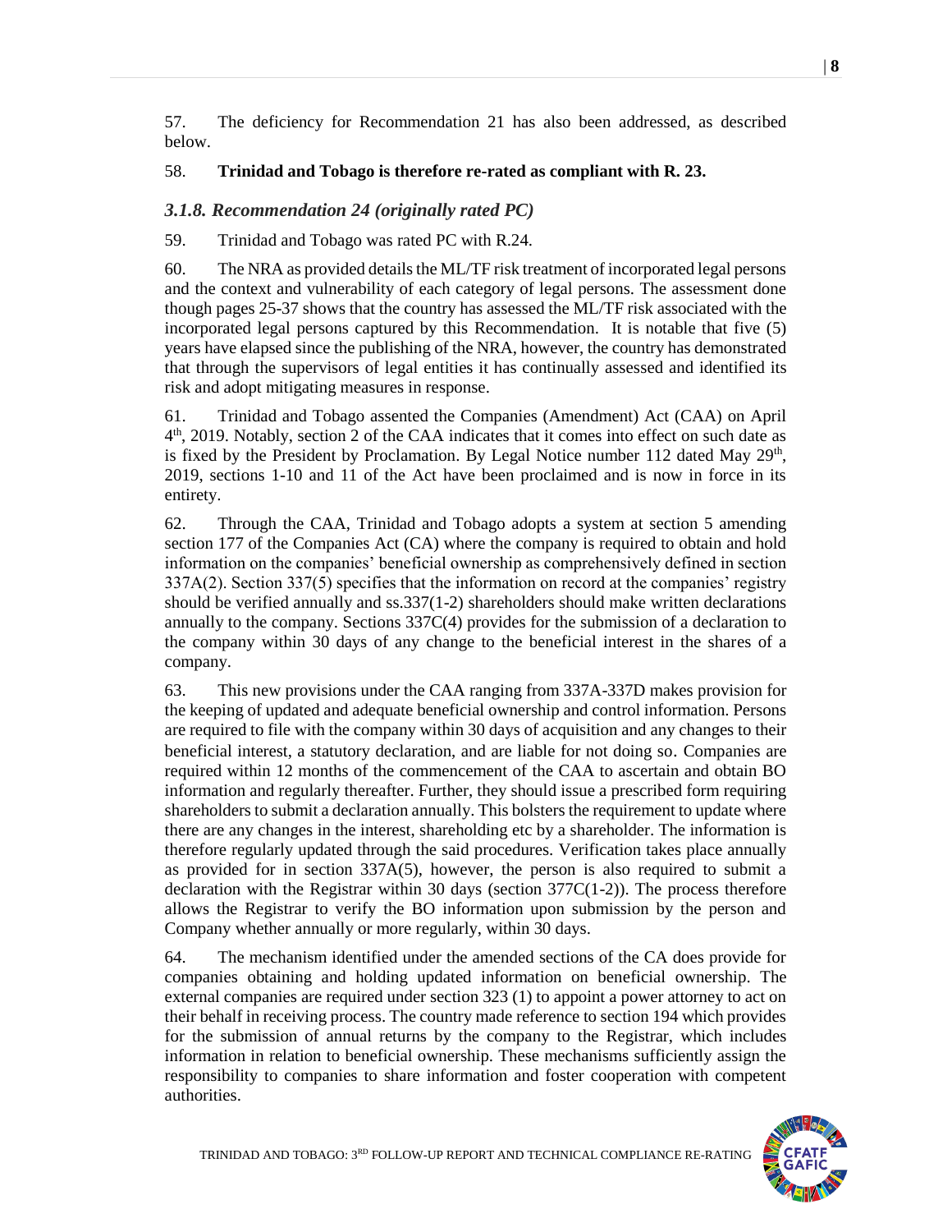57. The deficiency for Recommendation 21 has also been addressed, as described below.

58. **Trinidad and Tobago is therefore re-rated as compliant with R. 23.**

### *3.1.8. Recommendation 24 (originally rated PC)*

59. Trinidad and Tobago was rated PC with R.24.

60. The NRA as provided details the ML/TF risk treatment of incorporated legal persons and the context and vulnerability of each category of legal persons. The assessment done though pages 25-37 shows that the country has assessed the ML/TF risk associated with the incorporated legal persons captured by this Recommendation. It is notable that five (5) years have elapsed since the publishing of the NRA, however, the country has demonstrated that through the supervisors of legal entities it has continually assessed and identified its risk and adopt mitigating measures in response.

61. Trinidad and Tobago assented the Companies (Amendment) Act (CAA) on April 4th, 2019. Notably, section 2 of the CAA indicates that it comes into effect on such date as is fixed by the President by Proclamation. By Legal Notice number 112 dated May 29th, 2019, sections 1-10 and 11 of the Act have been proclaimed and is now in force in its entirety.

62. Through the CAA, Trinidad and Tobago adopts a system at section 5 amending section 177 of the Companies Act (CA) where the company is required to obtain and hold information on the companies' beneficial ownership as comprehensively defined in section 337A(2). Section 337(5) specifies that the information on record at the companies' registry should be verified annually and ss.337(1-2) shareholders should make written declarations annually to the company. Sections 337C(4) provides for the submission of a declaration to the company within 30 days of any change to the beneficial interest in the shares of a company.

63. This new provisions under the CAA ranging from 337A-337D makes provision for the keeping of updated and adequate beneficial ownership and control information. Persons are required to file with the company within 30 days of acquisition and any changes to their beneficial interest, a statutory declaration, and are liable for not doing so. Companies are required within 12 months of the commencement of the CAA to ascertain and obtain BO information and regularly thereafter. Further, they should issue a prescribed form requiring shareholders to submit a declaration annually. This bolsters the requirement to update where there are any changes in the interest, shareholding etc by a shareholder. The information is therefore regularly updated through the said procedures. Verification takes place annually as provided for in section 337A(5), however, the person is also required to submit a declaration with the Registrar within 30 days (section 377C(1-2)). The process therefore allows the Registrar to verify the BO information upon submission by the person and Company whether annually or more regularly, within 30 days.

64. The mechanism identified under the amended sections of the CA does provide for companies obtaining and holding updated information on beneficial ownership. The external companies are required under section 323 (1) to appoint a power attorney to act on their behalf in receiving process. The country made reference to section 194 which provides for the submission of annual returns by the company to the Registrar, which includes information in relation to beneficial ownership. These mechanisms sufficiently assign the responsibility to companies to share information and foster cooperation with competent authorities.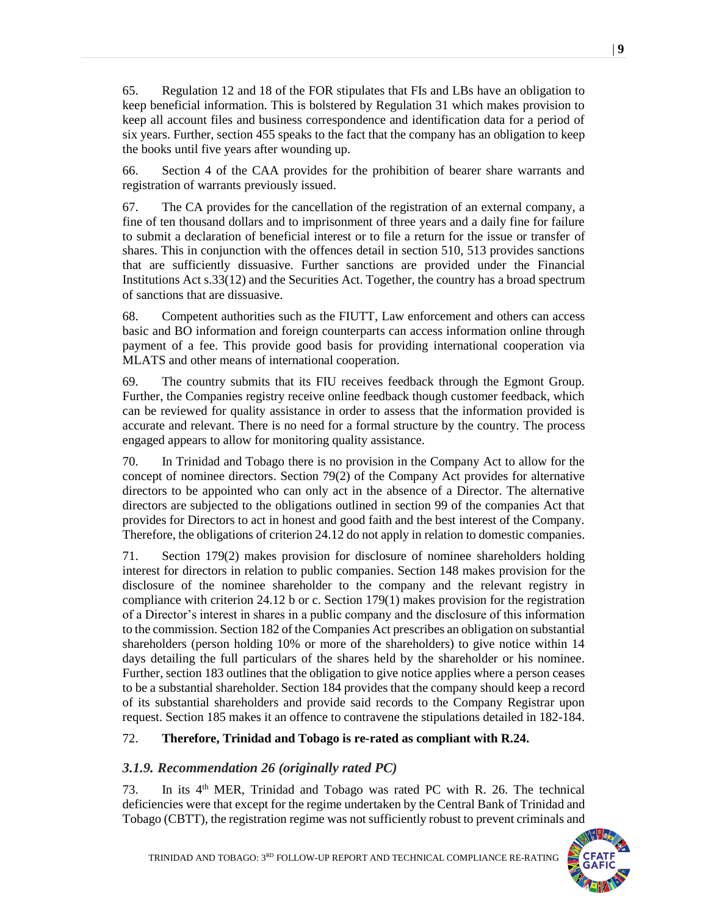65. Regulation 12 and 18 of the FOR stipulates that FIs and LBs have an obligation to keep beneficial information. This is bolstered by Regulation 31 which makes provision to keep all account files and business correspondence and identification data for a period of six years. Further, section 455 speaks to the fact that the company has an obligation to keep the books until five years after wounding up.

66. Section 4 of the CAA provides for the prohibition of bearer share warrants and registration of warrants previously issued.

67. The CA provides for the cancellation of the registration of an external company, a fine of ten thousand dollars and to imprisonment of three years and a daily fine for failure to submit a declaration of beneficial interest or to file a return for the issue or transfer of shares. This in conjunction with the offences detail in section 510, 513 provides sanctions that are sufficiently dissuasive. Further sanctions are provided under the Financial Institutions Act s.33(12) and the Securities Act. Together, the country has a broad spectrum of sanctions that are dissuasive.

68. Competent authorities such as the FIUTT, Law enforcement and others can access basic and BO information and foreign counterparts can access information online through payment of a fee. This provide good basis for providing international cooperation via MLATS and other means of international cooperation.

69. The country submits that its FIU receives feedback through the Egmont Group. Further, the Companies registry receive online feedback though customer feedback, which can be reviewed for quality assistance in order to assess that the information provided is accurate and relevant. There is no need for a formal structure by the country. The process engaged appears to allow for monitoring quality assistance.

70. In Trinidad and Tobago there is no provision in the Company Act to allow for the concept of nominee directors. Section 79(2) of the Company Act provides for alternative directors to be appointed who can only act in the absence of a Director. The alternative directors are subjected to the obligations outlined in section 99 of the companies Act that provides for Directors to act in honest and good faith and the best interest of the Company. Therefore, the obligations of criterion 24.12 do not apply in relation to domestic companies.

71. Section 179(2) makes provision for disclosure of nominee shareholders holding interest for directors in relation to public companies. Section 148 makes provision for the disclosure of the nominee shareholder to the company and the relevant registry in compliance with criterion 24.12 b or c. Section 179(1) makes provision for the registration of a Director's interest in shares in a public company and the disclosure of this information to the commission. Section 182 of the Companies Act prescribes an obligation on substantial shareholders (person holding 10% or more of the shareholders) to give notice within 14 days detailing the full particulars of the shares held by the shareholder or his nominee. Further, section 183 outlines that the obligation to give notice applies where a person ceases to be a substantial shareholder. Section 184 provides that the company should keep a record of its substantial shareholders and provide said records to the Company Registrar upon request. Section 185 makes it an offence to contravene the stipulations detailed in 182-184.

72. **Therefore, Trinidad and Tobago is re-rated as compliant with R.24.**

### *3.1.9. Recommendation 26 (originally rated PC)*

73. In its 4th MER, Trinidad and Tobago was rated PC with R. 26. The technical deficiencies were that except for the regime undertaken by the Central Bank of Trinidad and Tobago (CBTT), the registration regime was not sufficiently robust to prevent criminals and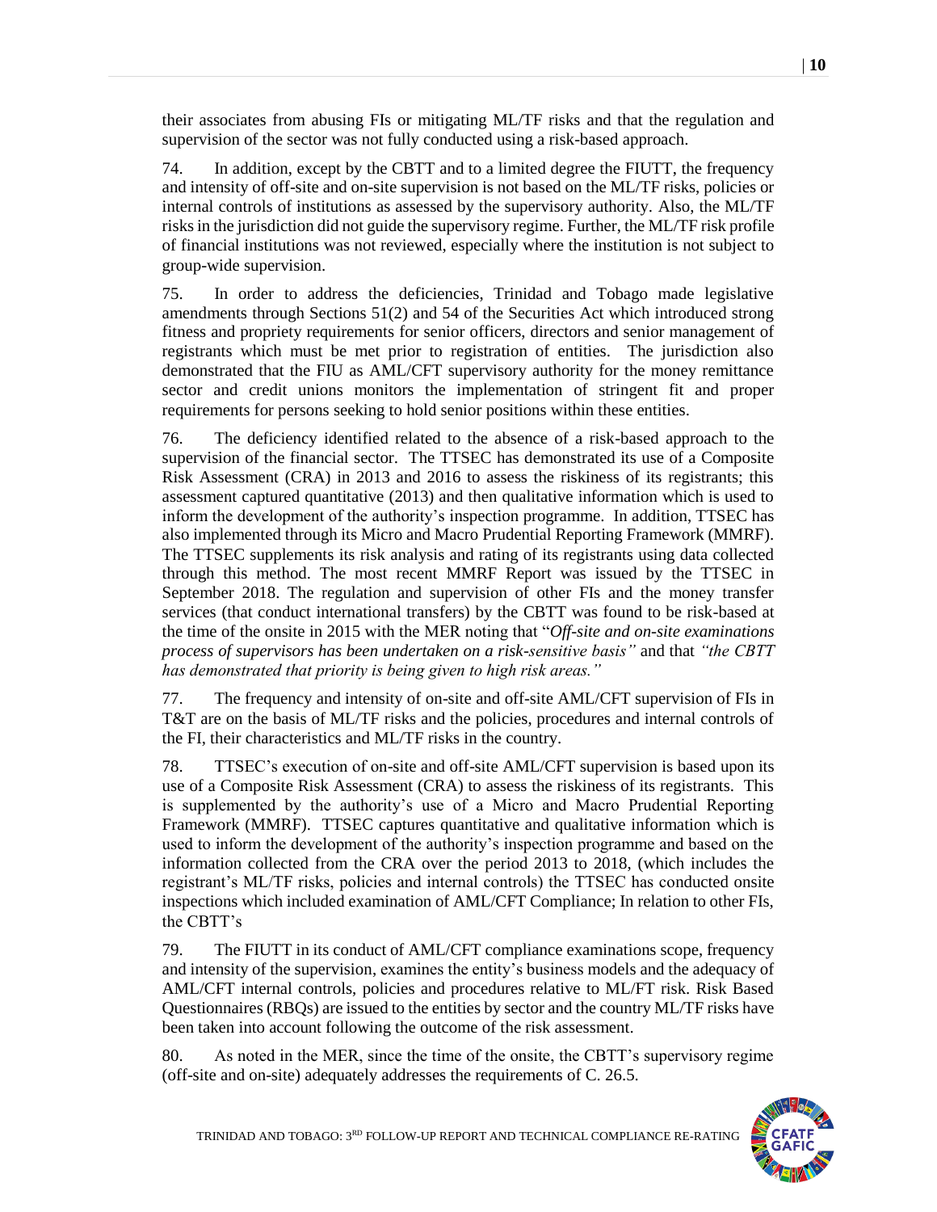their associates from abusing FIs or mitigating ML/TF risks and that the regulation and supervision of the sector was not fully conducted using a risk-based approach.

74. In addition, except by the CBTT and to a limited degree the FIUTT, the frequency and intensity of off-site and on-site supervision is not based on the ML/TF risks, policies or internal controls of institutions as assessed by the supervisory authority. Also, the ML/TF risks in the jurisdiction did not guide the supervisory regime. Further, the ML/TF risk profile of financial institutions was not reviewed, especially where the institution is not subject to group-wide supervision.

75. In order to address the deficiencies, Trinidad and Tobago made legislative amendments through Sections 51(2) and 54 of the Securities Act which introduced strong fitness and propriety requirements for senior officers, directors and senior management of registrants which must be met prior to registration of entities. The jurisdiction also demonstrated that the FIU as AML/CFT supervisory authority for the money remittance sector and credit unions monitors the implementation of stringent fit and proper requirements for persons seeking to hold senior positions within these entities.

76. The deficiency identified related to the absence of a risk-based approach to the supervision of the financial sector. The TTSEC has demonstrated its use of a Composite Risk Assessment (CRA) in 2013 and 2016 to assess the riskiness of its registrants; this assessment captured quantitative (2013) and then qualitative information which is used to inform the development of the authority's inspection programme. In addition, TTSEC has also implemented through its Micro and Macro Prudential Reporting Framework (MMRF). The TTSEC supplements its risk analysis and rating of its registrants using data collected through this method. The most recent MMRF Report was issued by the TTSEC in September 2018. The regulation and supervision of other FIs and the money transfer services (that conduct international transfers) by the CBTT was found to be risk-based at the time of the onsite in 2015 with the MER noting that "*Off-site and on-site examinations process of supervisors has been undertaken on a risk-sensitive basis"* and that *"the CBTT has demonstrated that priority is being given to high risk areas."*

77. The frequency and intensity of on-site and off-site AML/CFT supervision of FIs in T&T are on the basis of ML/TF risks and the policies, procedures and internal controls of the FI, their characteristics and ML/TF risks in the country.

78. TTSEC's execution of on-site and off-site AML/CFT supervision is based upon its use of a Composite Risk Assessment (CRA) to assess the riskiness of its registrants. This is supplemented by the authority's use of a Micro and Macro Prudential Reporting Framework (MMRF). TTSEC captures quantitative and qualitative information which is used to inform the development of the authority's inspection programme and based on the information collected from the CRA over the period 2013 to 2018, (which includes the registrant's ML/TF risks, policies and internal controls) the TTSEC has conducted onsite inspections which included examination of AML/CFT Compliance; In relation to other FIs, the CBTT's

79. The FIUTT in its conduct of AML/CFT compliance examinations scope, frequency and intensity of the supervision, examines the entity's business models and the adequacy of AML/CFT internal controls, policies and procedures relative to ML/FT risk. Risk Based Questionnaires (RBQs) are issued to the entities by sector and the country ML/TF risks have been taken into account following the outcome of the risk assessment.

80. As noted in the MER, since the time of the onsite, the CBTT's supervisory regime (off-site and on-site) adequately addresses the requirements of C. 26.5.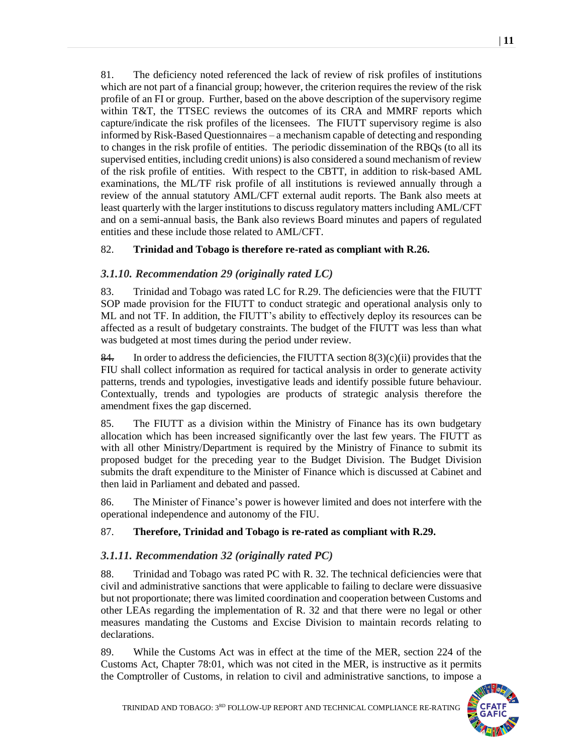81. The deficiency noted referenced the lack of review of risk profiles of institutions which are not part of a financial group; however, the criterion requires the review of the risk profile of an FI or group. Further, based on the above description of the supervisory regime within T&T, the TTSEC reviews the outcomes of its CRA and MMRF reports which capture/indicate the risk profiles of the licensees. The FIUTT supervisory regime is also informed by Risk-Based Questionnaires – a mechanism capable of detecting and responding to changes in the risk profile of entities. The periodic dissemination of the RBQs (to all its supervised entities, including credit unions) is also considered a sound mechanism of review of the risk profile of entities. With respect to the CBTT, in addition to risk-based AML examinations, the ML/TF risk profile of all institutions is reviewed annually through a review of the annual statutory AML/CFT external audit reports. The Bank also meets at least quarterly with the larger institutions to discuss regulatory matters including AML/CFT and on a semi-annual basis, the Bank also reviews Board minutes and papers of regulated entities and these include those related to AML/CFT.

82. **Trinidad and Tobago is therefore re-rated as compliant with R.26.**

### *3.1.10. Recommendation 29 (originally rated LC)*

83. Trinidad and Tobago was rated LC for R.29. The deficiencies were that the FIUTT SOP made provision for the FIUTT to conduct strategic and operational analysis only to ML and not TF. In addition, the FIUTT's ability to effectively deploy its resources can be affected as a result of budgetary constraints. The budget of the FIUTT was less than what was budgeted at most times during the period under review.

84. In order to address the deficiencies, the FIUTTA section 8(3)(c)(ii) provides that the FIU shall collect information as required for tactical analysis in order to generate activity patterns, trends and typologies, investigative leads and identify possible future behaviour. Contextually, trends and typologies are products of strategic analysis therefore the amendment fixes the gap discerned.

85. The FIUTT as a division within the Ministry of Finance has its own budgetary allocation which has been increased significantly over the last few years. The FIUTT as with all other Ministry/Department is required by the Ministry of Finance to submit its proposed budget for the preceding year to the Budget Division. The Budget Division submits the draft expenditure to the Minister of Finance which is discussed at Cabinet and then laid in Parliament and debated and passed.

86. The Minister of Finance's power is however limited and does not interfere with the operational independence and autonomy of the FIU.

87. **Therefore, Trinidad and Tobago is re-rated as compliant with R.29.**

### *3.1.11. Recommendation 32 (originally rated PC)*

88. Trinidad and Tobago was rated PC with R. 32. The technical deficiencies were that civil and administrative sanctions that were applicable to failing to declare were dissuasive but not proportionate; there was limited coordination and cooperation between Customs and other LEAs regarding the implementation of R. 32 and that there were no legal or other measures mandating the Customs and Excise Division to maintain records relating to declarations.

89. While the Customs Act was in effect at the time of the MER, section 224 of the Customs Act, Chapter 78:01, which was not cited in the MER, is instructive as it permits the Comptroller of Customs, in relation to civil and administrative sanctions, to impose a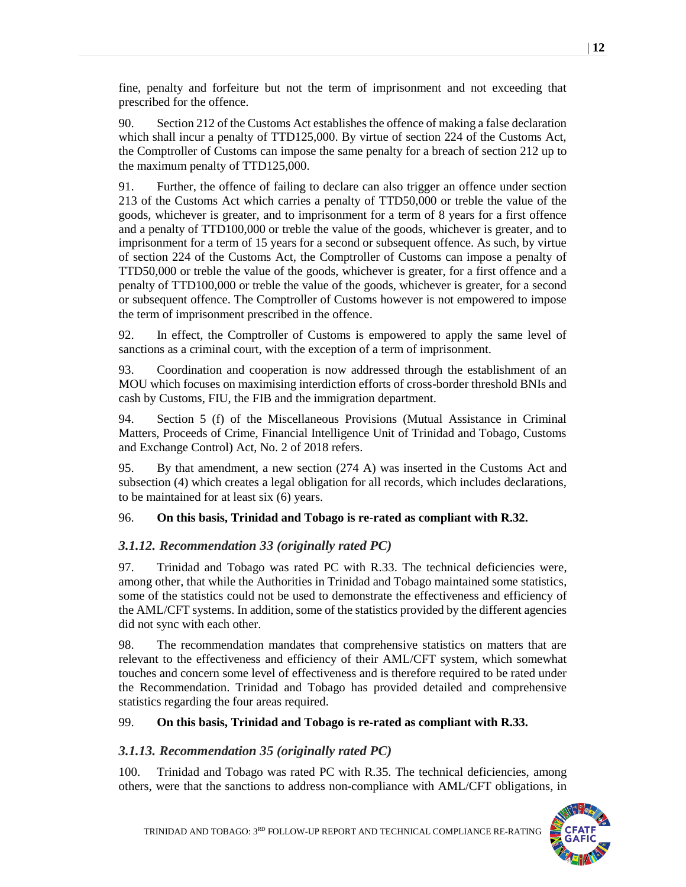fine, penalty and forfeiture but not the term of imprisonment and not exceeding that prescribed for the offence.

90. Section 212 of the Customs Act establishes the offence of making a false declaration which shall incur a penalty of TTD125,000. By virtue of section 224 of the Customs Act, the Comptroller of Customs can impose the same penalty for a breach of section 212 up to the maximum penalty of TTD125,000.

91. Further, the offence of failing to declare can also trigger an offence under section 213 of the Customs Act which carries a penalty of TTD50,000 or treble the value of the goods, whichever is greater, and to imprisonment for a term of 8 years for a first offence and a penalty of TTD100,000 or treble the value of the goods, whichever is greater, and to imprisonment for a term of 15 years for a second or subsequent offence. As such, by virtue of section 224 of the Customs Act, the Comptroller of Customs can impose a penalty of TTD50,000 or treble the value of the goods, whichever is greater, for a first offence and a penalty of TTD100,000 or treble the value of the goods, whichever is greater, for a second or subsequent offence. The Comptroller of Customs however is not empowered to impose the term of imprisonment prescribed in the offence.

92. In effect, the Comptroller of Customs is empowered to apply the same level of sanctions as a criminal court, with the exception of a term of imprisonment.

93. Coordination and cooperation is now addressed through the establishment of an MOU which focuses on maximising interdiction efforts of cross-border threshold BNIs and cash by Customs, FIU, the FIB and the immigration department.

94. Section 5 (f) of the Miscellaneous Provisions (Mutual Assistance in Criminal Matters, Proceeds of Crime, Financial Intelligence Unit of Trinidad and Tobago, Customs and Exchange Control) Act, No. 2 of 2018 refers.

95. By that amendment, a new section (274 A) was inserted in the Customs Act and subsection (4) which creates a legal obligation for all records, which includes declarations, to be maintained for at least six (6) years.

96. **On this basis, Trinidad and Tobago is re-rated as compliant with R.32.**

### *3.1.12. Recommendation 33 (originally rated PC)*

97. Trinidad and Tobago was rated PC with R.33. The technical deficiencies were, among other, that while the Authorities in Trinidad and Tobago maintained some statistics, some of the statistics could not be used to demonstrate the effectiveness and efficiency of the AML/CFT systems. In addition, some of the statistics provided by the different agencies did not sync with each other.

98. The recommendation mandates that comprehensive statistics on matters that are relevant to the effectiveness and efficiency of their AML/CFT system, which somewhat touches and concern some level of effectiveness and is therefore required to be rated under the Recommendation. Trinidad and Tobago has provided detailed and comprehensive statistics regarding the four areas required.

99. **On this basis, Trinidad and Tobago is re-rated as compliant with R.33.**

### *3.1.13. Recommendation 35 (originally rated PC)*

100. Trinidad and Tobago was rated PC with R.35. The technical deficiencies, among others, were that the sanctions to address non-compliance with AML/CFT obligations, in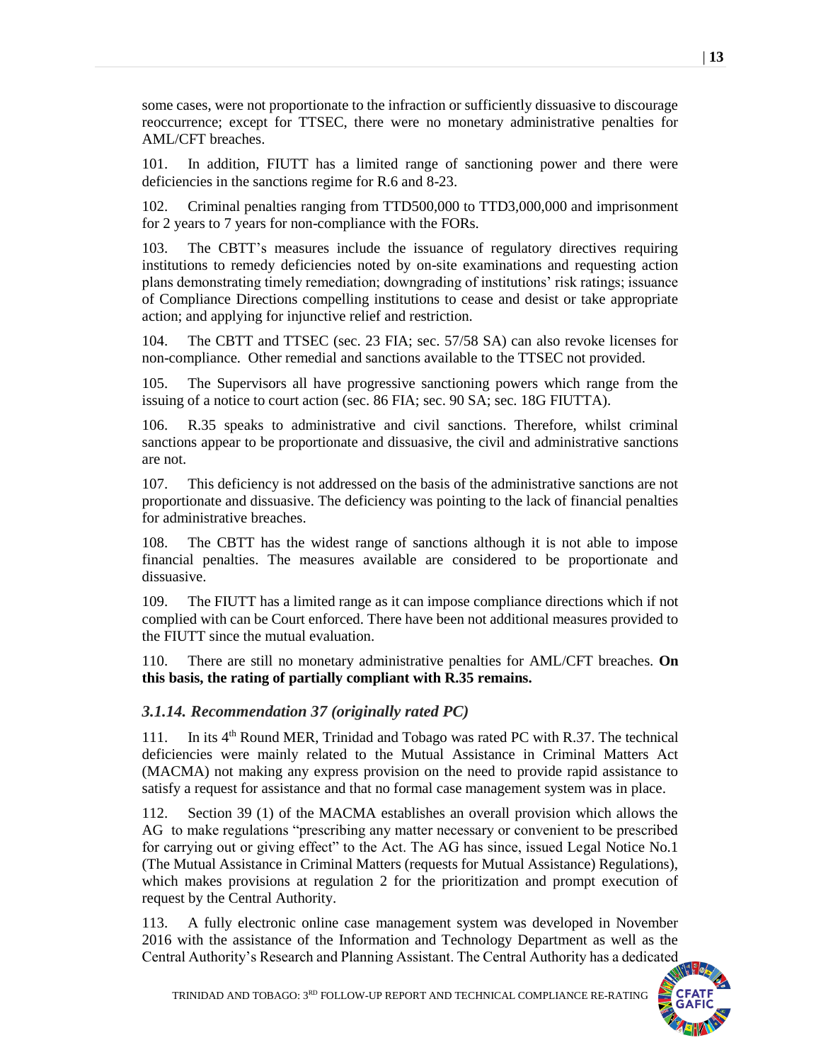some cases, were not proportionate to the infraction or sufficiently dissuasive to discourage reoccurrence; except for TTSEC, there were no monetary administrative penalties for AML/CFT breaches.

101. In addition, FIUTT has a limited range of sanctioning power and there were deficiencies in the sanctions regime for R.6 and 8-23.

102. Criminal penalties ranging from TTD500,000 to TTD3,000,000 and imprisonment for 2 years to 7 years for non-compliance with the FORs.

103. The CBTT's measures include the issuance of regulatory directives requiring institutions to remedy deficiencies noted by on-site examinations and requesting action plans demonstrating timely remediation; downgrading of institutions' risk ratings; issuance of Compliance Directions compelling institutions to cease and desist or take appropriate action; and applying for injunctive relief and restriction.

104. The CBTT and TTSEC (sec. 23 FIA; sec. 57/58 SA) can also revoke licenses for non-compliance. Other remedial and sanctions available to the TTSEC not provided.

105. The Supervisors all have progressive sanctioning powers which range from the issuing of a notice to court action (sec. 86 FIA; sec. 90 SA; sec. 18G FIUTTA).

106. R.35 speaks to administrative and civil sanctions. Therefore, whilst criminal sanctions appear to be proportionate and dissuasive, the civil and administrative sanctions are not.

107. This deficiency is not addressed on the basis of the administrative sanctions are not proportionate and dissuasive. The deficiency was pointing to the lack of financial penalties for administrative breaches.

108. The CBTT has the widest range of sanctions although it is not able to impose financial penalties. The measures available are considered to be proportionate and dissuasive.

109. The FIUTT has a limited range as it can impose compliance directions which if not complied with can be Court enforced. There have been not additional measures provided to the FIUTT since the mutual evaluation.

110. There are still no monetary administrative penalties for AML/CFT breaches. **On this basis, the rating of partially compliant with R.35 remains.**

### *3.1.14. Recommendation 37 (originally rated PC)*

111. In its 4th Round MER, Trinidad and Tobago was rated PC with R.37. The technical deficiencies were mainly related to the Mutual Assistance in Criminal Matters Act (MACMA) not making any express provision on the need to provide rapid assistance to satisfy a request for assistance and that no formal case management system was in place.

112. Section 39 (1) of the MACMA establishes an overall provision which allows the AG to make regulations "prescribing any matter necessary or convenient to be prescribed for carrying out or giving effect" to the Act. The AG has since, issued Legal Notice No.1 (The Mutual Assistance in Criminal Matters (requests for Mutual Assistance) Regulations), which makes provisions at regulation 2 for the prioritization and prompt execution of request by the Central Authority.

113. A fully electronic online case management system was developed in November 2016 with the assistance of the Information and Technology Department as well as the Central Authority's Research and Planning Assistant. The Central Authority has a dedicated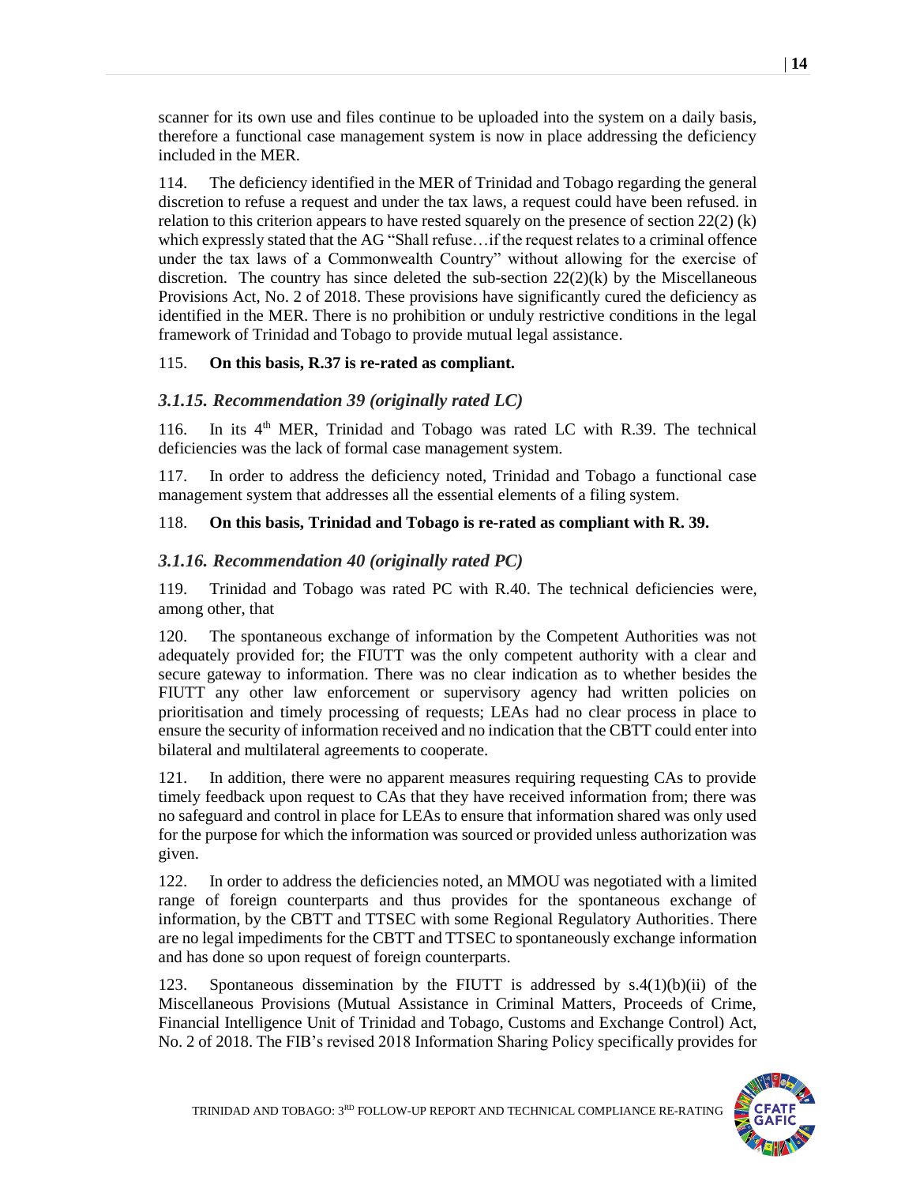scanner for its own use and files continue to be uploaded into the system on a daily basis, therefore a functional case management system is now in place addressing the deficiency included in the MER.

114. The deficiency identified in the MER of Trinidad and Tobago regarding the general discretion to refuse a request and under the tax laws, a request could have been refused. in relation to this criterion appears to have rested squarely on the presence of section 22(2) (k) which expressly stated that the AG "Shall refuse…if the request relates to a criminal offence under the tax laws of a Commonwealth Country" without allowing for the exercise of discretion. The country has since deleted the sub-section 22(2)(k) by the Miscellaneous Provisions Act, No. 2 of 2018. These provisions have significantly cured the deficiency as identified in the MER. There is no prohibition or unduly restrictive conditions in the legal framework of Trinidad and Tobago to provide mutual legal assistance.

115. **On this basis, R.37 is re-rated as compliant.**

### *3.1.15. Recommendation 39 (originally rated LC)*

116. In its 4th MER, Trinidad and Tobago was rated LC with R.39. The technical deficiencies was the lack of formal case management system.

117. In order to address the deficiency noted, Trinidad and Tobago a functional case management system that addresses all the essential elements of a filing system.

118. **On this basis, Trinidad and Tobago is re-rated as compliant with R. 39.**

### *3.1.16. Recommendation 40 (originally rated PC)*

119. Trinidad and Tobago was rated PC with R.40. The technical deficiencies were, among other, that

120. The spontaneous exchange of information by the Competent Authorities was not adequately provided for; the FIUTT was the only competent authority with a clear and secure gateway to information. There was no clear indication as to whether besides the FIUTT any other law enforcement or supervisory agency had written policies on prioritisation and timely processing of requests; LEAs had no clear process in place to ensure the security of information received and no indication that the CBTT could enter into bilateral and multilateral agreements to cooperate.

121. In addition, there were no apparent measures requiring requesting CAs to provide timely feedback upon request to CAs that they have received information from; there was no safeguard and control in place for LEAs to ensure that information shared was only used for the purpose for which the information was sourced or provided unless authorization was given.

122. In order to address the deficiencies noted, an MMOU was negotiated with a limited range of foreign counterparts and thus provides for the spontaneous exchange of information, by the CBTT and TTSEC with some Regional Regulatory Authorities. There are no legal impediments for the CBTT and TTSEC to spontaneously exchange information and has done so upon request of foreign counterparts.

123. Spontaneous dissemination by the FIUTT is addressed by s.4(1)(b)(ii) of the Miscellaneous Provisions (Mutual Assistance in Criminal Matters, Proceeds of Crime, Financial Intelligence Unit of Trinidad and Tobago, Customs and Exchange Control) Act, No. 2 of 2018. The FIB's revised 2018 Information Sharing Policy specifically provides for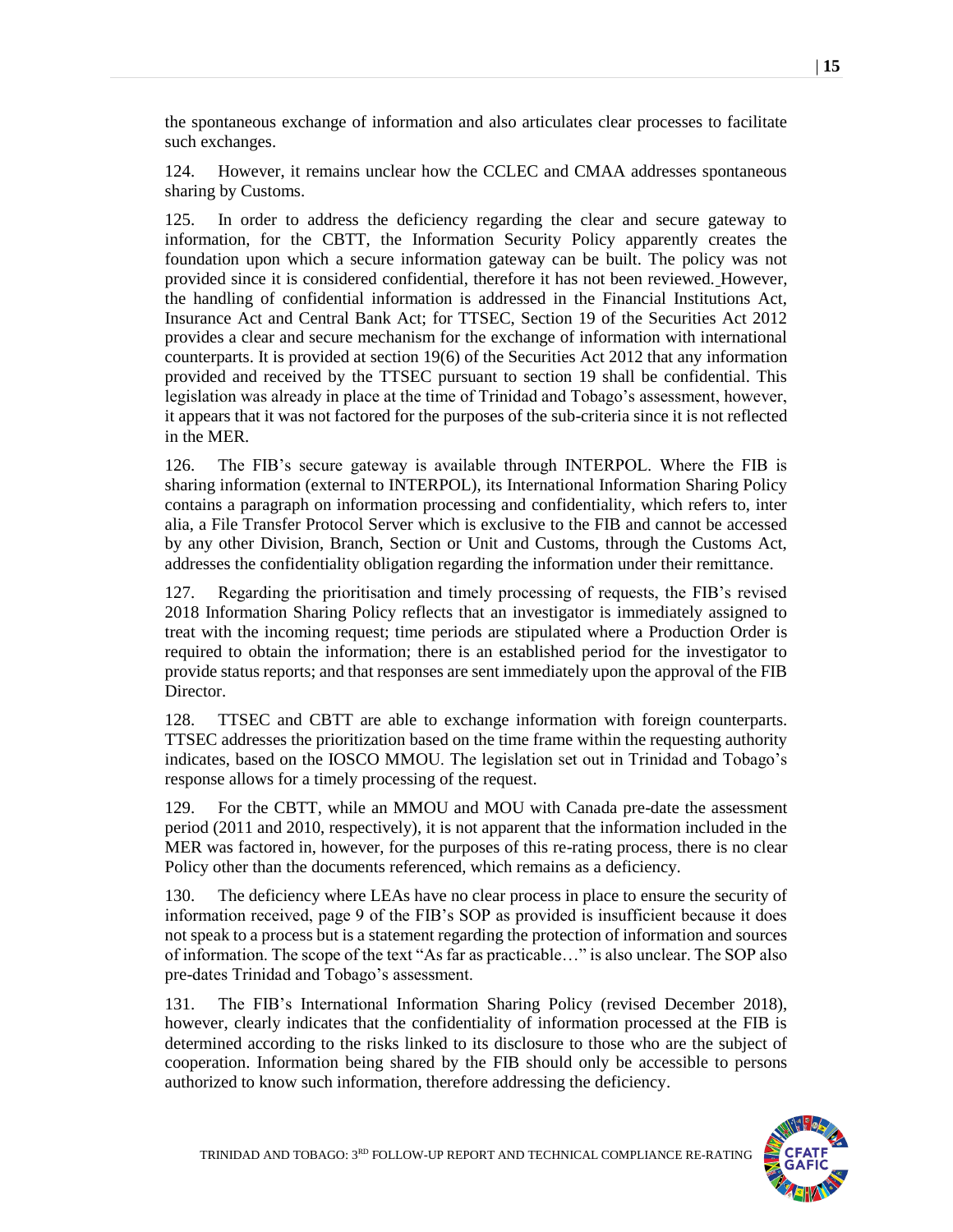the spontaneous exchange of information and also articulates clear processes to facilitate such exchanges.

124. However, it remains unclear how the CCLEC and CMAA addresses spontaneous sharing by Customs.

125. In order to address the deficiency regarding the clear and secure gateway to information, for the CBTT, the Information Security Policy apparently creates the foundation upon which a secure information gateway can be built. The policy was not provided since it is considered confidential, therefore it has not been reviewed. However, the handling of confidential information is addressed in the Financial Institutions Act, Insurance Act and Central Bank Act; for TTSEC, Section 19 of the Securities Act 2012 provides a clear and secure mechanism for the exchange of information with international counterparts. It is provided at section 19(6) of the Securities Act 2012 that any information provided and received by the TTSEC pursuant to section 19 shall be confidential. This legislation was already in place at the time of Trinidad and Tobago's assessment, however, it appears that it was not factored for the purposes of the sub-criteria since it is not reflected in the MER.

126. The FIB's secure gateway is available through INTERPOL. Where the FIB is sharing information (external to INTERPOL), its International Information Sharing Policy contains a paragraph on information processing and confidentiality, which refers to, inter alia, a File Transfer Protocol Server which is exclusive to the FIB and cannot be accessed by any other Division, Branch, Section or Unit and Customs, through the Customs Act, addresses the confidentiality obligation regarding the information under their remittance.

127. Regarding the prioritisation and timely processing of requests, the FIB's revised 2018 Information Sharing Policy reflects that an investigator is immediately assigned to treat with the incoming request; time periods are stipulated where a Production Order is required to obtain the information; there is an established period for the investigator to provide status reports; and that responses are sent immediately upon the approval of the FIB Director.

128. TTSEC and CBTT are able to exchange information with foreign counterparts. TTSEC addresses the prioritization based on the time frame within the requesting authority indicates, based on the IOSCO MMOU. The legislation set out in Trinidad and Tobago's response allows for a timely processing of the request.

129. For the CBTT, while an MMOU and MOU with Canada pre-date the assessment period (2011 and 2010, respectively), it is not apparent that the information included in the MER was factored in, however, for the purposes of this re-rating process, there is no clear Policy other than the documents referenced, which remains as a deficiency.

130. The deficiency where LEAs have no clear process in place to ensure the security of information received, page 9 of the FIB's SOP as provided is insufficient because it does not speak to a process but is a statement regarding the protection of information and sources of information. The scope of the text "As far as practicable…" is also unclear. The SOP also pre-dates Trinidad and Tobago's assessment.

131. The FIB's International Information Sharing Policy (revised December 2018), however, clearly indicates that the confidentiality of information processed at the FIB is determined according to the risks linked to its disclosure to those who are the subject of cooperation. Information being shared by the FIB should only be accessible to persons authorized to know such information, therefore addressing the deficiency.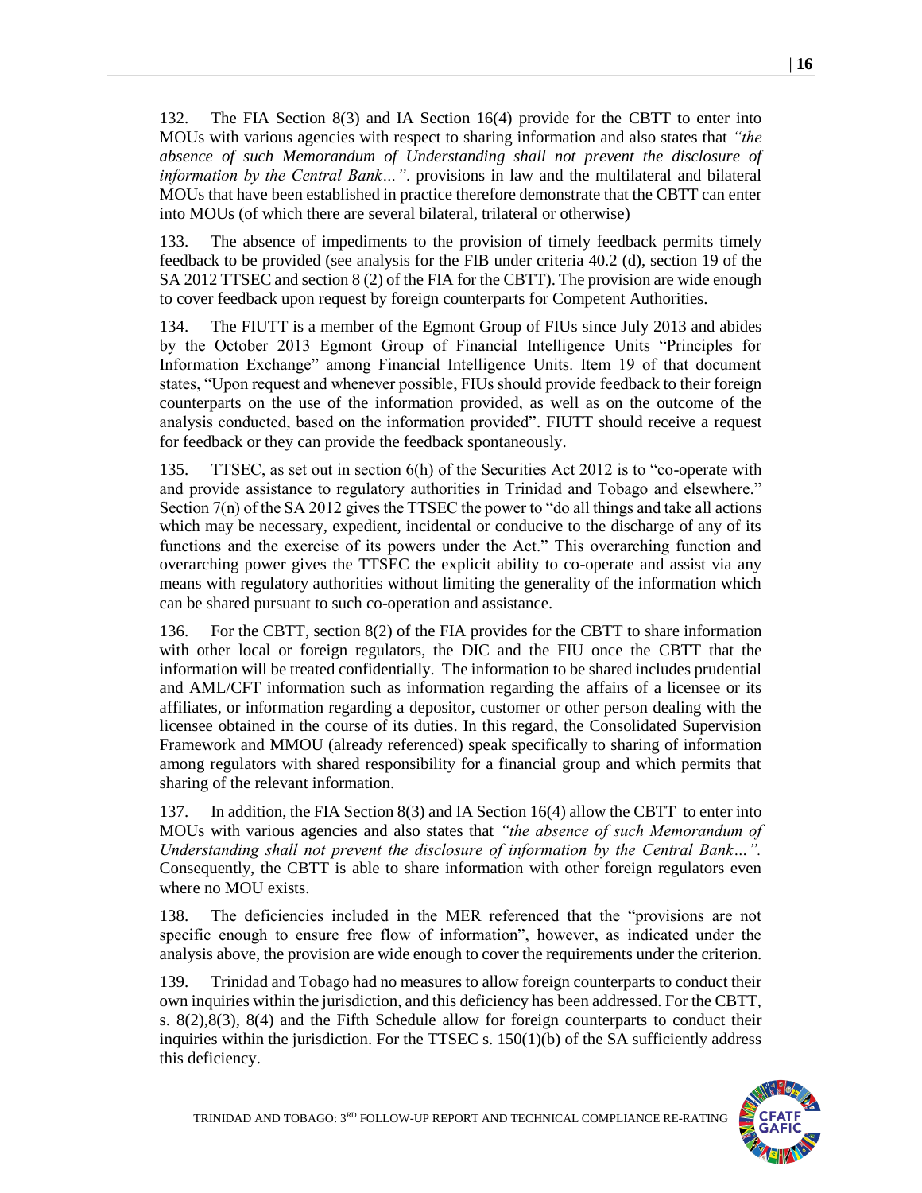132. The FIA Section 8(3) and IA Section 16(4) provide for the CBTT to enter into MOUs with various agencies with respect to sharing information and also states that *"the absence of such Memorandum of Understanding shall not prevent the disclosure of information by the Central Bank…"*. provisions in law and the multilateral and bilateral MOUs that have been established in practice therefore demonstrate that the CBTT can enter into MOUs (of which there are several bilateral, trilateral or otherwise)

133. The absence of impediments to the provision of timely feedback permits timely feedback to be provided (see analysis for the FIB under criteria 40.2 (d), section 19 of the SA 2012 TTSEC and section 8 (2) of the FIA for the CBTT). The provision are wide enough to cover feedback upon request by foreign counterparts for Competent Authorities.

134. The FIUTT is a member of the Egmont Group of FIUs since July 2013 and abides by the October 2013 Egmont Group of Financial Intelligence Units "Principles for Information Exchange" among Financial Intelligence Units. Item 19 of that document states, "Upon request and whenever possible, FIUs should provide feedback to their foreign counterparts on the use of the information provided, as well as on the outcome of the analysis conducted, based on the information provided". FIUTT should receive a request for feedback or they can provide the feedback spontaneously.

135. TTSEC, as set out in section 6(h) of the Securities Act 2012 is to "co-operate with and provide assistance to regulatory authorities in Trinidad and Tobago and elsewhere." Section 7(n) of the SA 2012 gives the TTSEC the power to "do all things and take all actions which may be necessary, expedient, incidental or conducive to the discharge of any of its functions and the exercise of its powers under the Act." This overarching function and overarching power gives the TTSEC the explicit ability to co-operate and assist via any means with regulatory authorities without limiting the generality of the information which can be shared pursuant to such co-operation and assistance.

136. For the CBTT, section 8(2) of the FIA provides for the CBTT to share information with other local or foreign regulators, the DIC and the FIU once the CBTT that the information will be treated confidentially. The information to be shared includes prudential and AML/CFT information such as information regarding the affairs of a licensee or its affiliates, or information regarding a depositor, customer or other person dealing with the licensee obtained in the course of its duties. In this regard, the Consolidated Supervision Framework and MMOU (already referenced) speak specifically to sharing of information among regulators with shared responsibility for a financial group and which permits that sharing of the relevant information.

137. In addition, the FIA Section 8(3) and IA Section 16(4) allow the CBTT to enter into MOUs with various agencies and also states that *"the absence of such Memorandum of Understanding shall not prevent the disclosure of information by the Central Bank…".* Consequently, the CBTT is able to share information with other foreign regulators even where no MOU exists.

138. The deficiencies included in the MER referenced that the "provisions are not specific enough to ensure free flow of information", however, as indicated under the analysis above, the provision are wide enough to cover the requirements under the criterion.

139. Trinidad and Tobago had no measures to allow foreign counterparts to conduct their own inquiries within the jurisdiction, and this deficiency has been addressed. For the CBTT, s. 8(2),8(3), 8(4) and the Fifth Schedule allow for foreign counterparts to conduct their inquiries within the jurisdiction. For the TTSEC s. 150(1)(b) of the SA sufficiently address this deficiency.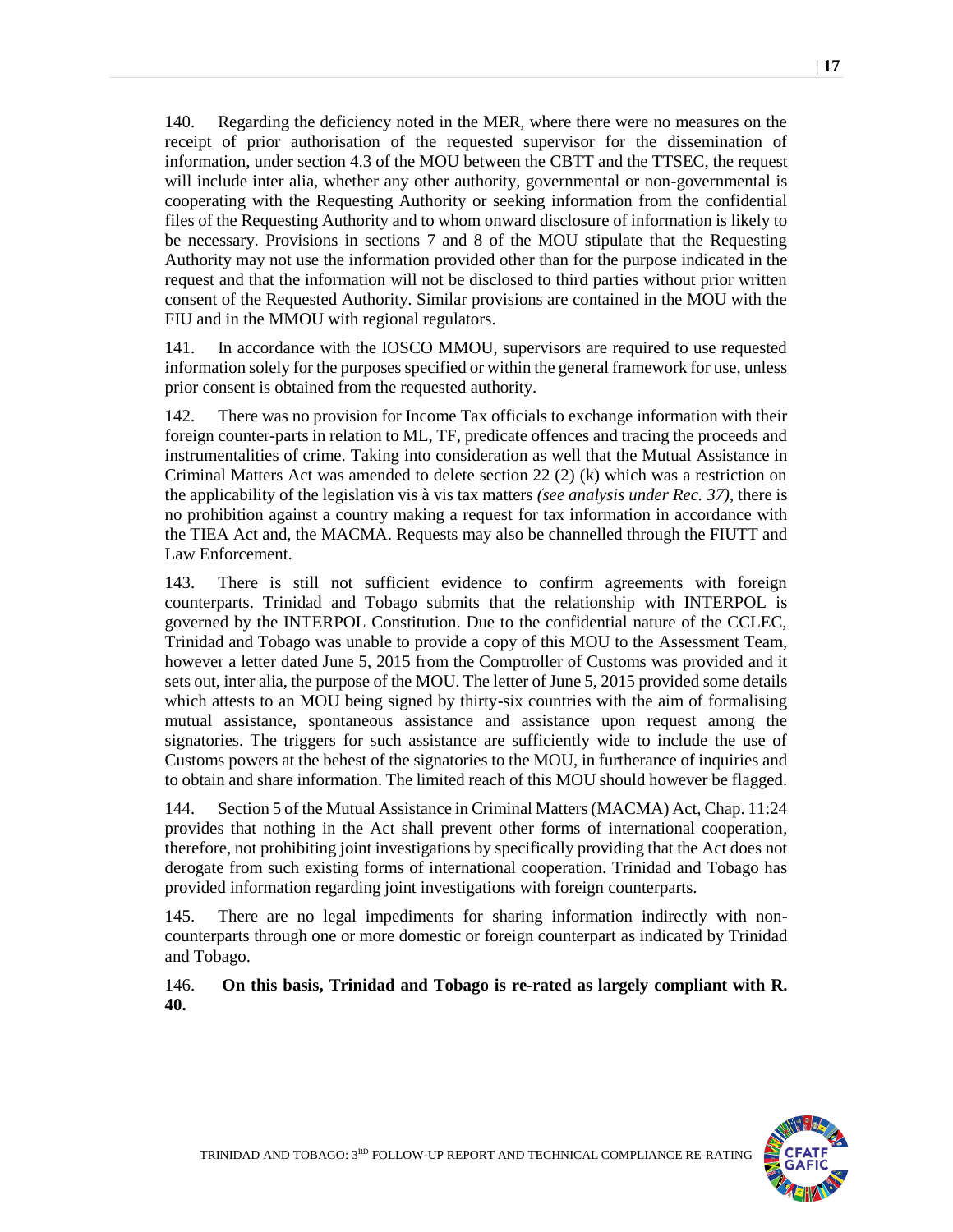140. Regarding the deficiency noted in the MER, where there were no measures on the receipt of prior authorisation of the requested supervisor for the dissemination of information, under section 4.3 of the MOU between the CBTT and the TTSEC, the request will include inter alia, whether any other authority, governmental or non-governmental is cooperating with the Requesting Authority or seeking information from the confidential files of the Requesting Authority and to whom onward disclosure of information is likely to be necessary. Provisions in sections 7 and 8 of the MOU stipulate that the Requesting Authority may not use the information provided other than for the purpose indicated in the request and that the information will not be disclosed to third parties without prior written consent of the Requested Authority. Similar provisions are contained in the MOU with the FIU and in the MMOU with regional regulators.

141. In accordance with the IOSCO MMOU, supervisors are required to use requested information solely for the purposes specified or within the general framework for use, unless prior consent is obtained from the requested authority.

142. There was no provision for Income Tax officials to exchange information with their foreign counter-parts in relation to ML, TF, predicate offences and tracing the proceeds and instrumentalities of crime. Taking into consideration as well that the Mutual Assistance in Criminal Matters Act was amended to delete section 22 (2) (k) which was a restriction on the applicability of the legislation vis à vis tax matters *(see analysis under Rec. 37)*, there is no prohibition against a country making a request for tax information in accordance with the TIEA Act and, the MACMA. Requests may also be channelled through the FIUTT and Law Enforcement.

143. There is still not sufficient evidence to confirm agreements with foreign counterparts. Trinidad and Tobago submits that the relationship with INTERPOL is governed by the INTERPOL Constitution. Due to the confidential nature of the CCLEC, Trinidad and Tobago was unable to provide a copy of this MOU to the Assessment Team, however a letter dated June 5, 2015 from the Comptroller of Customs was provided and it sets out, inter alia, the purpose of the MOU. The letter of June 5, 2015 provided some details which attests to an MOU being signed by thirty-six countries with the aim of formalising mutual assistance, spontaneous assistance and assistance upon request among the signatories. The triggers for such assistance are sufficiently wide to include the use of Customs powers at the behest of the signatories to the MOU, in furtherance of inquiries and to obtain and share information. The limited reach of this MOU should however be flagged.

144. Section 5 of the Mutual Assistance in Criminal Matters (MACMA) Act, Chap. 11:24 provides that nothing in the Act shall prevent other forms of international cooperation, therefore, not prohibiting joint investigations by specifically providing that the Act does not derogate from such existing forms of international cooperation. Trinidad and Tobago has provided information regarding joint investigations with foreign counterparts.

145. There are no legal impediments for sharing information indirectly with non-counterparts through one or more domestic or foreign counterpart as indicated by Trinidad and Tobago.

146. **On this basis, Trinidad and Tobago is re-rated as largely compliant with R. 40.**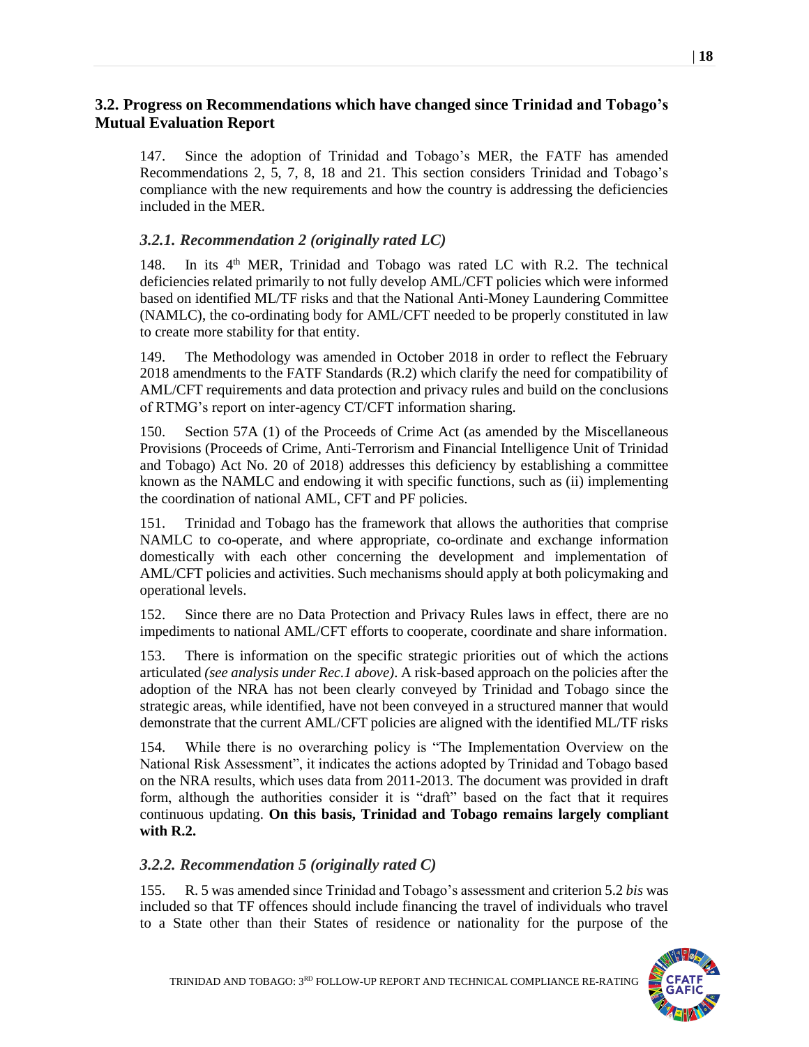## 3.2. Progress on Recommendations which have changed since Trinidad and Tobago's Mutual Evaluation Report

147. Since the adoption of Trinidad and Tobago's MER, the FATF has amended Recommendations 2, 5, 7, 8, 18 and 21. This section considers Trinidad and Tobago's compliance with the new requirements and how the country is addressing the deficiencies included in the MER.

### *3.2.1. Recommendation 2 (originally rated LC)*

148. In its 4th MER, Trinidad and Tobago was rated LC with R.2. The technical deficiencies related primarily to not fully develop AML/CFT policies which were informed based on identified ML/TF risks and that the National Anti-Money Laundering Committee (NAMLC), the co-ordinating body for AML/CFT needed to be properly constituted in law to create more stability for that entity.

149. The Methodology was amended in October 2018 in order to reflect the February 2018 amendments to the FATF Standards (R.2) which clarify the need for compatibility of AML/CFT requirements and data protection and privacy rules and build on the conclusions of RTMG's report on inter-agency CT/CFT information sharing.

150. Section 57A (1) of the Proceeds of Crime Act (as amended by the Miscellaneous Provisions (Proceeds of Crime, Anti-Terrorism and Financial Intelligence Unit of Trinidad and Tobago) Act No. 20 of 2018) addresses this deficiency by establishing a committee known as the NAMLC and endowing it with specific functions, such as (ii) implementing the coordination of national AML, CFT and PF policies.

151. Trinidad and Tobago has the framework that allows the authorities that comprise NAMLC to co-operate, and where appropriate, co-ordinate and exchange information domestically with each other concerning the development and implementation of AML/CFT policies and activities. Such mechanisms should apply at both policymaking and operational levels.

152. Since there are no Data Protection and Privacy Rules laws in effect, there are no impediments to national AML/CFT efforts to cooperate, coordinate and share information.

153. There is information on the specific strategic priorities out of which the actions articulated *(see analysis under Rec.1 above)*. A risk-based approach on the policies after the adoption of the NRA has not been clearly conveyed by Trinidad and Tobago since the strategic areas, while identified, have not been conveyed in a structured manner that would demonstrate that the current AML/CFT policies are aligned with the identified ML/TF risks

154. While there is no overarching policy is "The Implementation Overview on the National Risk Assessment", it indicates the actions adopted by Trinidad and Tobago based on the NRA results, which uses data from 2011-2013. The document was provided in draft form, although the authorities consider it is "draft" based on the fact that it requires continuous updating. **On this basis, Trinidad and Tobago remains largely compliant with R.2.**

### *3.2.2. Recommendation 5 (originally rated C)*

155. R. 5 was amended since Trinidad and Tobago's assessment and criterion 5.2 *bis* was included so that TF offences should include financing the travel of individuals who travel to a State other than their States of residence or nationality for the purpose of the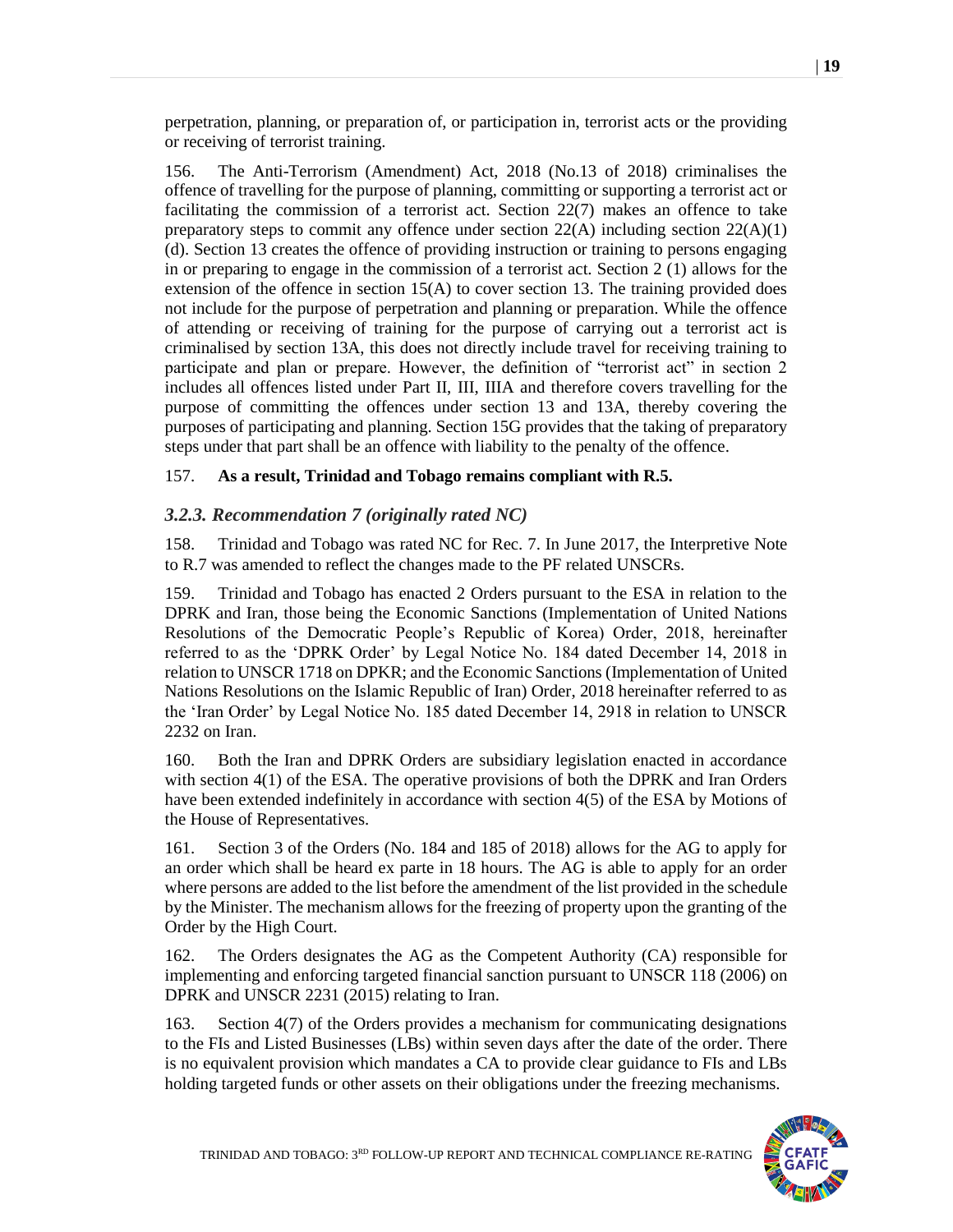perpetration, planning, or preparation of, or participation in, terrorist acts or the providing or receiving of terrorist training.

156. The Anti-Terrorism (Amendment) Act, 2018 (No.13 of 2018) criminalises the offence of travelling for the purpose of planning, committing or supporting a terrorist act or facilitating the commission of a terrorist act. Section 22(7) makes an offence to take preparatory steps to commit any offence under section 22(A) including section 22(A)(1)(d). Section 13 creates the offence of providing instruction or training to persons engaging in or preparing to engage in the commission of a terrorist act. Section 2 (1) allows for the extension of the offence in section 15(A) to cover section 13. The training provided does not include for the purpose of perpetration and planning or preparation. While the offence of attending or receiving of training for the purpose of carrying out a terrorist act is criminalised by section 13A, this does not directly include travel for receiving training to participate and plan or prepare. However, the definition of "terrorist act" in section 2 includes all offences listed under Part II, III, IIIA and therefore covers travelling for the purpose of committing the offences under section 13 and 13A, thereby covering the purposes of participating and planning. Section 15G provides that the taking of preparatory steps under that part shall be an offence with liability to the penalty of the offence.

157. **As a result, Trinidad and Tobago remains compliant with R.5.**

### *3.2.3. Recommendation 7 (originally rated NC)*

158. Trinidad and Tobago was rated NC for Rec. 7. In June 2017, the Interpretive Note to R.7 was amended to reflect the changes made to the PF related UNSCRs.

159. Trinidad and Tobago has enacted 2 Orders pursuant to the ESA in relation to the DPRK and Iran, those being the Economic Sanctions (Implementation of United Nations Resolutions of the Democratic People's Republic of Korea) Order, 2018, hereinafter referred to as the 'DPRK Order' by Legal Notice No. 184 dated December 14, 2018 in relation to UNSCR 1718 on DPKR; and the Economic Sanctions (Implementation of United Nations Resolutions on the Islamic Republic of Iran) Order, 2018 hereinafter referred to as the 'Iran Order' by Legal Notice No. 185 dated December 14, 2918 in relation to UNSCR 2232 on Iran.

160. Both the Iran and DPRK Orders are subsidiary legislation enacted in accordance with section 4(1) of the ESA. The operative provisions of both the DPRK and Iran Orders have been extended indefinitely in accordance with section 4(5) of the ESA by Motions of the House of Representatives.

161. Section 3 of the Orders (No. 184 and 185 of 2018) allows for the AG to apply for an order which shall be heard ex parte in 18 hours. The AG is able to apply for an order where persons are added to the list before the amendment of the list provided in the schedule by the Minister. The mechanism allows for the freezing of property upon the granting of the Order by the High Court.

162. The Orders designates the AG as the Competent Authority (CA) responsible for implementing and enforcing targeted financial sanction pursuant to UNSCR 118 (2006) on DPRK and UNSCR 2231 (2015) relating to Iran.

163. Section 4(7) of the Orders provides a mechanism for communicating designations to the FIs and Listed Businesses (LBs) within seven days after the date of the order. There is no equivalent provision which mandates a CA to provide clear guidance to FIs and LBs holding targeted funds or other assets on their obligations under the freezing mechanisms.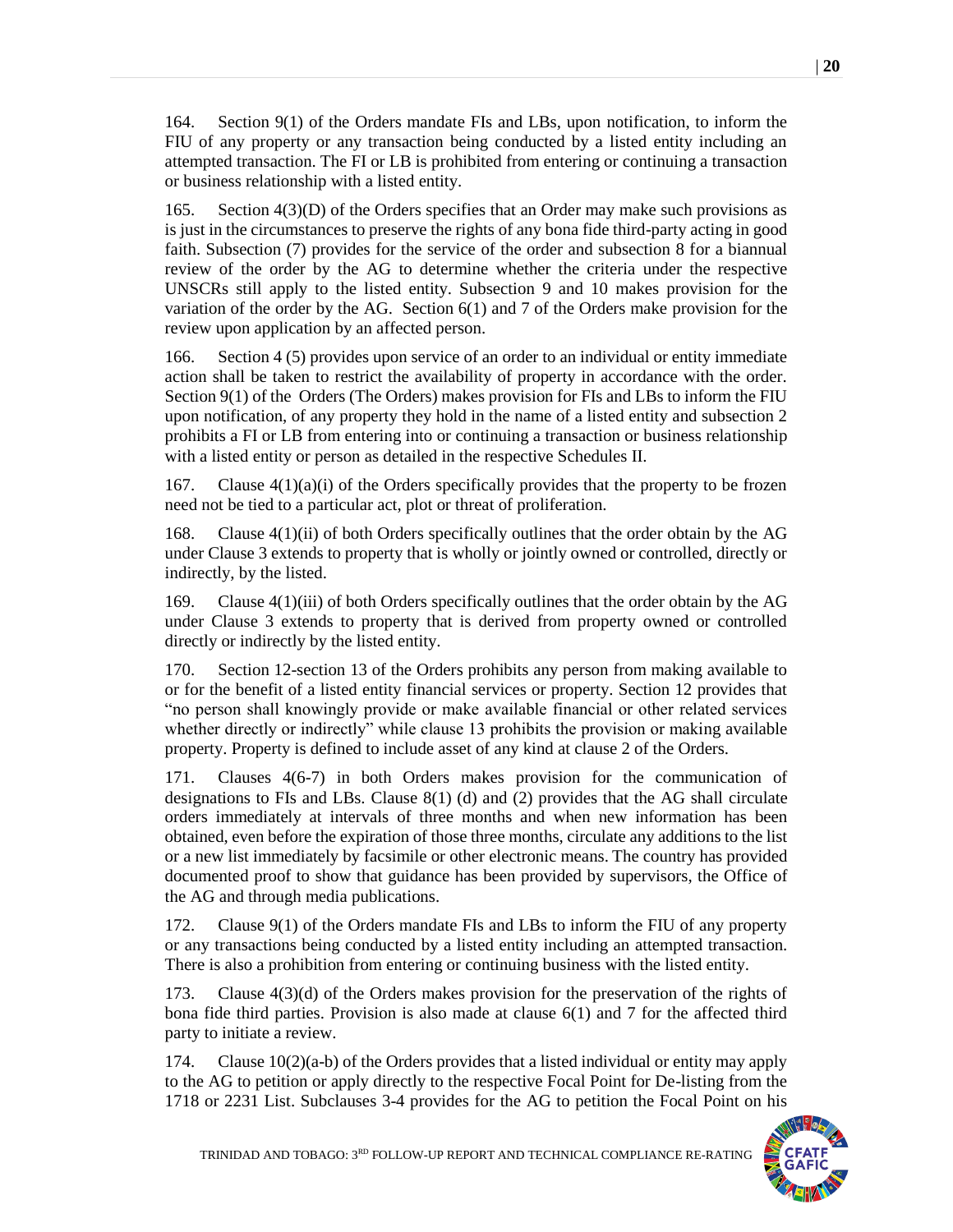164. Section 9(1) of the Orders mandate FIs and LBs, upon notification, to inform the FIU of any property or any transaction being conducted by a listed entity including an attempted transaction. The FI or LB is prohibited from entering or continuing a transaction or business relationship with a listed entity.

165. Section 4(3)(D) of the Orders specifies that an Order may make such provisions as is just in the circumstances to preserve the rights of any bona fide third-party acting in good faith. Subsection (7) provides for the service of the order and subsection 8 for a biannual review of the order by the AG to determine whether the criteria under the respective UNSCRs still apply to the listed entity. Subsection 9 and 10 makes provision for the variation of the order by the AG. Section 6(1) and 7 of the Orders make provision for the review upon application by an affected person.

166. Section 4 (5) provides upon service of an order to an individual or entity immediate action shall be taken to restrict the availability of property in accordance with the order. Section 9(1) of the Orders (The Orders) makes provision for FIs and LBs to inform the FIU upon notification, of any property they hold in the name of a listed entity and subsection 2 prohibits a FI or LB from entering into or continuing a transaction or business relationship with a listed entity or person as detailed in the respective Schedules II.

167. Clause 4(1)(a)(i) of the Orders specifically provides that the property to be frozen need not be tied to a particular act, plot or threat of proliferation.

168. Clause 4(1)(ii) of both Orders specifically outlines that the order obtain by the AG under Clause 3 extends to property that is wholly or jointly owned or controlled, directly or indirectly, by the listed.

169. Clause 4(1)(iii) of both Orders specifically outlines that the order obtain by the AG under Clause 3 extends to property that is derived from property owned or controlled directly or indirectly by the listed entity.

170. Section 12-section 13 of the Orders prohibits any person from making available to or for the benefit of a listed entity financial services or property. Section 12 provides that "no person shall knowingly provide or make available financial or other related services whether directly or indirectly" while clause 13 prohibits the provision or making available property. Property is defined to include asset of any kind at clause 2 of the Orders.

171. Clauses 4(6-7) in both Orders makes provision for the communication of designations to FIs and LBs. Clause 8(1) (d) and (2) provides that the AG shall circulate orders immediately at intervals of three months and when new information has been obtained, even before the expiration of those three months, circulate any additions to the list or a new list immediately by facsimile or other electronic means. The country has provided documented proof to show that guidance has been provided by supervisors, the Office of the AG and through media publications.

172. Clause 9(1) of the Orders mandate FIs and LBs to inform the FIU of any property or any transactions being conducted by a listed entity including an attempted transaction. There is also a prohibition from entering or continuing business with the listed entity.

173. Clause 4(3)(d) of the Orders makes provision for the preservation of the rights of bona fide third parties. Provision is also made at clause 6(1) and 7 for the affected third party to initiate a review.

174. Clause 10(2)(a-b) of the Orders provides that a listed individual or entity may apply to the AG to petition or apply directly to the respective Focal Point for De-listing from the 1718 or 2231 List. Subclauses 3-4 provides for the AG to petition the Focal Point on his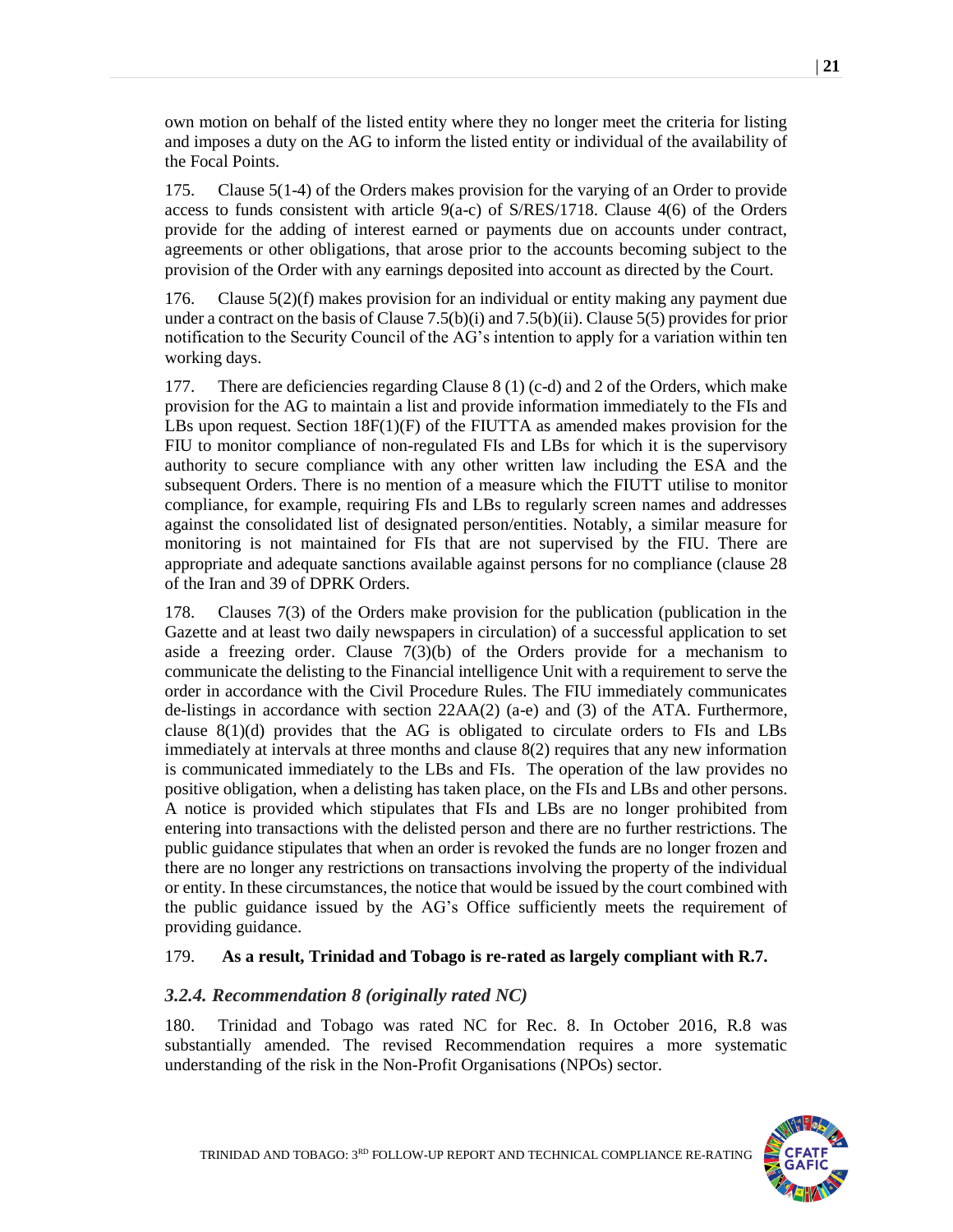own motion on behalf of the listed entity where they no longer meet the criteria for listing and imposes a duty on the AG to inform the listed entity or individual of the availability of the Focal Points.

175. Clause 5(1-4) of the Orders makes provision for the varying of an Order to provide access to funds consistent with article 9(a-c) of S/RES/1718. Clause 4(6) of the Orders provide for the adding of interest earned or payments due on accounts under contract, agreements or other obligations, that arose prior to the accounts becoming subject to the provision of the Order with any earnings deposited into account as directed by the Court.

176. Clause 5(2)(f) makes provision for an individual or entity making any payment due under a contract on the basis of Clause 7.5(b)(i) and 7.5(b)(ii). Clause 5(5) provides for prior notification to the Security Council of the AG's intention to apply for a variation within ten working days.

177. There are deficiencies regarding Clause 8 (1) (c-d) and 2 of the Orders, which make provision for the AG to maintain a list and provide information immediately to the FIs and LBs upon request. Section 18F(1)(F) of the FIUTTA as amended makes provision for the FIU to monitor compliance of non-regulated FIs and LBs for which it is the supervisory authority to secure compliance with any other written law including the ESA and the subsequent Orders. There is no mention of a measure which the FIUTT utilise to monitor compliance, for example, requiring FIs and LBs to regularly screen names and addresses against the consolidated list of designated person/entities. Notably, a similar measure for monitoring is not maintained for FIs that are not supervised by the FIU. There are appropriate and adequate sanctions available against persons for no compliance (clause 28 of the Iran and 39 of DPRK Orders.

178. Clauses 7(3) of the Orders make provision for the publication (publication in the Gazette and at least two daily newspapers in circulation) of a successful application to set aside a freezing order. Clause 7(3)(b) of the Orders provide for a mechanism to communicate the delisting to the Financial intelligence Unit with a requirement to serve the order in accordance with the Civil Procedure Rules. The FIU immediately communicates de-listings in accordance with section 22AA(2) (a-e) and (3) of the ATA. Furthermore, clause 8(1)(d) provides that the AG is obligated to circulate orders to FIs and LBs immediately at intervals at three months and clause 8(2) requires that any new information is communicated immediately to the LBs and FIs. The operation of the law provides no positive obligation, when a delisting has taken place, on the FIs and LBs and other persons. A notice is provided which stipulates that FIs and LBs are no longer prohibited from entering into transactions with the delisted person and there are no further restrictions. The public guidance stipulates that when an order is revoked the funds are no longer frozen and there are no longer any restrictions on transactions involving the property of the individual or entity. In these circumstances, the notice that would be issued by the court combined with the public guidance issued by the AG's Office sufficiently meets the requirement of providing guidance.

179. **As a result, Trinidad and Tobago is re-rated as largely compliant with R.7.**

### *3.2.4. Recommendation 8 (originally rated NC)*

180. Trinidad and Tobago was rated NC for Rec. 8. In October 2016, R.8 was substantially amended. The revised Recommendation requires a more systematic understanding of the risk in the Non-Profit Organisations (NPOs) sector.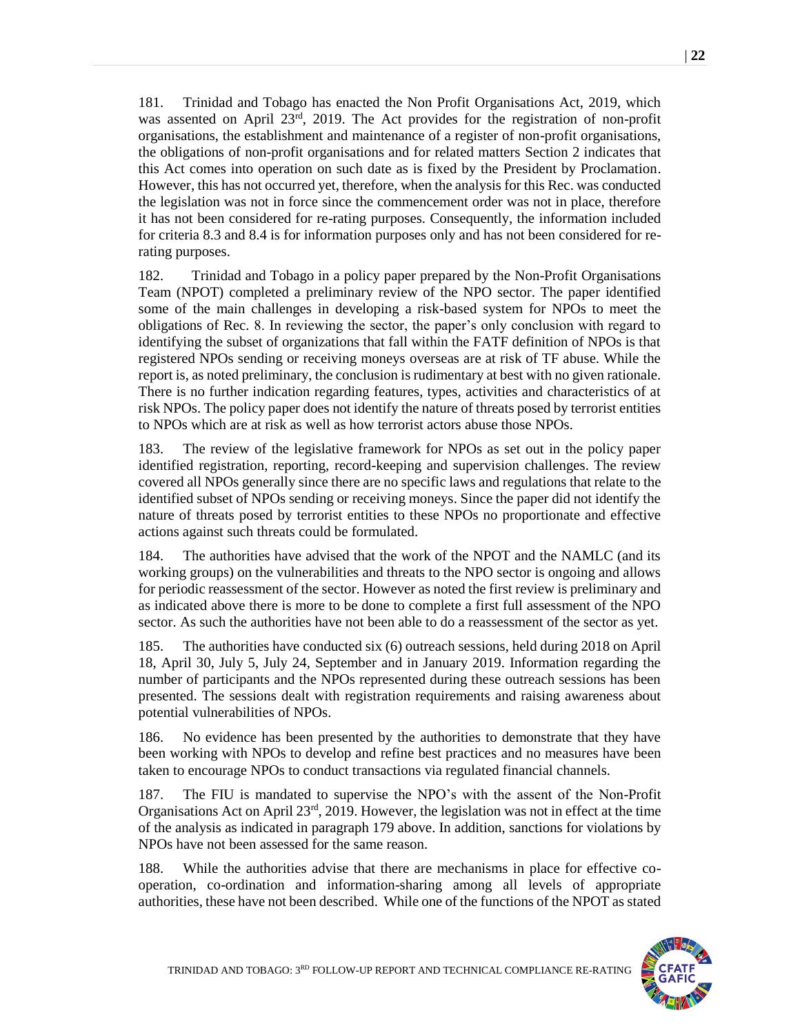181. Trinidad and Tobago has enacted the Non Profit Organisations Act, 2019, which was assented on April 23rd, 2019. The Act provides for the registration of non-profit organisations, the establishment and maintenance of a register of non-profit organisations, the obligations of non-profit organisations and for related matters Section 2 indicates that this Act comes into operation on such date as is fixed by the President by Proclamation. However, this has not occurred yet, therefore, when the analysis for this Rec. was conducted the legislation was not in force since the commencement order was not in place, therefore it has not been considered for re-rating purposes. Consequently, the information included for criteria 8.3 and 8.4 is for information purposes only and has not been considered for re-rating purposes.

182. Trinidad and Tobago in a policy paper prepared by the Non-Profit Organisations Team (NPOT) completed a preliminary review of the NPO sector. The paper identified some of the main challenges in developing a risk-based system for NPOs to meet the obligations of Rec. 8. In reviewing the sector, the paper's only conclusion with regard to identifying the subset of organizations that fall within the FATF definition of NPOs is that registered NPOs sending or receiving moneys overseas are at risk of TF abuse. While the report is, as noted preliminary, the conclusion is rudimentary at best with no given rationale. There is no further indication regarding features, types, activities and characteristics of at risk NPOs. The policy paper does not identify the nature of threats posed by terrorist entities to NPOs which are at risk as well as how terrorist actors abuse those NPOs.

183. The review of the legislative framework for NPOs as set out in the policy paper identified registration, reporting, record-keeping and supervision challenges. The review covered all NPOs generally since there are no specific laws and regulations that relate to the identified subset of NPOs sending or receiving moneys. Since the paper did not identify the nature of threats posed by terrorist entities to these NPOs no proportionate and effective actions against such threats could be formulated.

184. The authorities have advised that the work of the NPOT and the NAMLC (and its working groups) on the vulnerabilities and threats to the NPO sector is ongoing and allows for periodic reassessment of the sector. However as noted the first review is preliminary and as indicated above there is more to be done to complete a first full assessment of the NPO sector. As such the authorities have not been able to do a reassessment of the sector as yet.

185. The authorities have conducted six (6) outreach sessions, held during 2018 on April 18, April 30, July 5, July 24, September and in January 2019. Information regarding the number of participants and the NPOs represented during these outreach sessions has been presented. The sessions dealt with registration requirements and raising awareness about potential vulnerabilities of NPOs.

186. No evidence has been presented by the authorities to demonstrate that they have been working with NPOs to develop and refine best practices and no measures have been taken to encourage NPOs to conduct transactions via regulated financial channels.

187. The FIU is mandated to supervise the NPO's with the assent of the Non-Profit Organisations Act on April 23rd, 2019. However, the legislation was not in effect at the time of the analysis as indicated in paragraph 179 above. In addition, sanctions for violations by NPOs have not been assessed for the same reason.

188. While the authorities advise that there are mechanisms in place for effective co-operation, co-ordination and information-sharing among all levels of appropriate authorities, these have not been described. While one of the functions of the NPOT as stated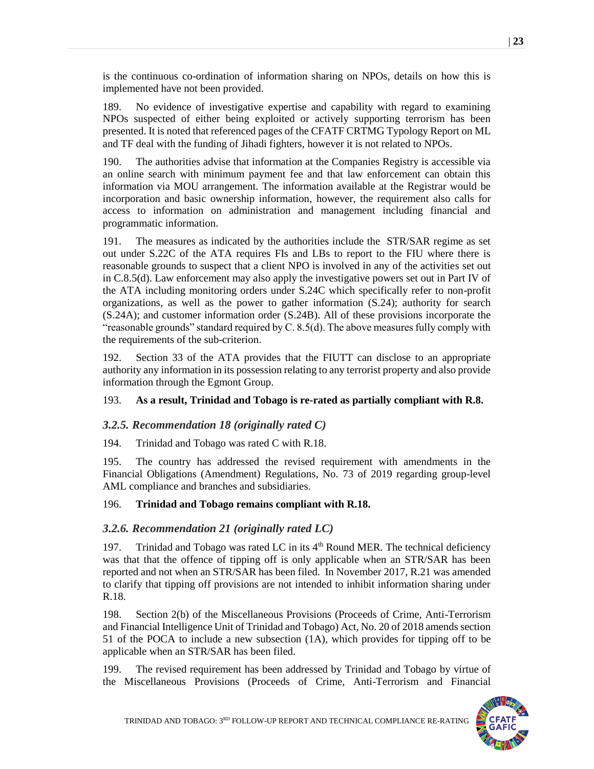is the continuous co-ordination of information sharing on NPOs, details on how this is implemented have not been provided.

189. No evidence of investigative expertise and capability with regard to examining NPOs suspected of either being exploited or actively supporting terrorism has been presented. It is noted that referenced pages of the CFATF CRTMG Typology Report on ML and TF deal with the funding of Jihadi fighters, however it is not related to NPOs.

190. The authorities advise that information at the Companies Registry is accessible via an online search with minimum payment fee and that law enforcement can obtain this information via MOU arrangement. The information available at the Registrar would be incorporation and basic ownership information, however, the requirement also calls for access to information on administration and management including financial and programmatic information.

191. The measures as indicated by the authorities include the STR/SAR regime as set out under S.22C of the ATA requires FIs and LBs to report to the FIU where there is reasonable grounds to suspect that a client NPO is involved in any of the activities set out in C.8.5(d). Law enforcement may also apply the investigative powers set out in Part IV of the ATA including monitoring orders under S.24C which specifically refer to non-profit organizations, as well as the power to gather information (S.24); authority for search (S.24A); and customer information order (S.24B). All of these provisions incorporate the "reasonable grounds" standard required by C. 8.5(d). The above measures fully comply with the requirements of the sub-criterion.

192. Section 33 of the ATA provides that the FIUTT can disclose to an appropriate authority any information in its possession relating to any terrorist property and also provide information through the Egmont Group.

193. **As a result, Trinidad and Tobago is re-rated as partially compliant with R.8.**

### *3.2.5. Recommendation 18 (originally rated C)*

194. Trinidad and Tobago was rated C with R.18.

195. The country has addressed the revised requirement with amendments in the Financial Obligations (Amendment) Regulations, No. 73 of 2019 regarding group-level AML compliance and branches and subsidiaries.

196. **Trinidad and Tobago remains compliant with R.18.**

### *3.2.6. Recommendation 21 (originally rated LC)*

197. Trinidad and Tobago was rated LC in its 4th Round MER. The technical deficiency was that that the offence of tipping off is only applicable when an STR/SAR has been reported and not when an STR/SAR has been filed. In November 2017, R.21 was amended to clarify that tipping off provisions are not intended to inhibit information sharing under R.18.

198. Section 2(b) of the Miscellaneous Provisions (Proceeds of Crime, Anti-Terrorism and Financial Intelligence Unit of Trinidad and Tobago) Act, No. 20 of 2018 amends section 51 of the POCA to include a new subsection (1A), which provides for tipping off to be applicable when an STR/SAR has been filed.

199. The revised requirement has been addressed by Trinidad and Tobago by virtue of the Miscellaneous Provisions (Proceeds of Crime, Anti-Terrorism and Financial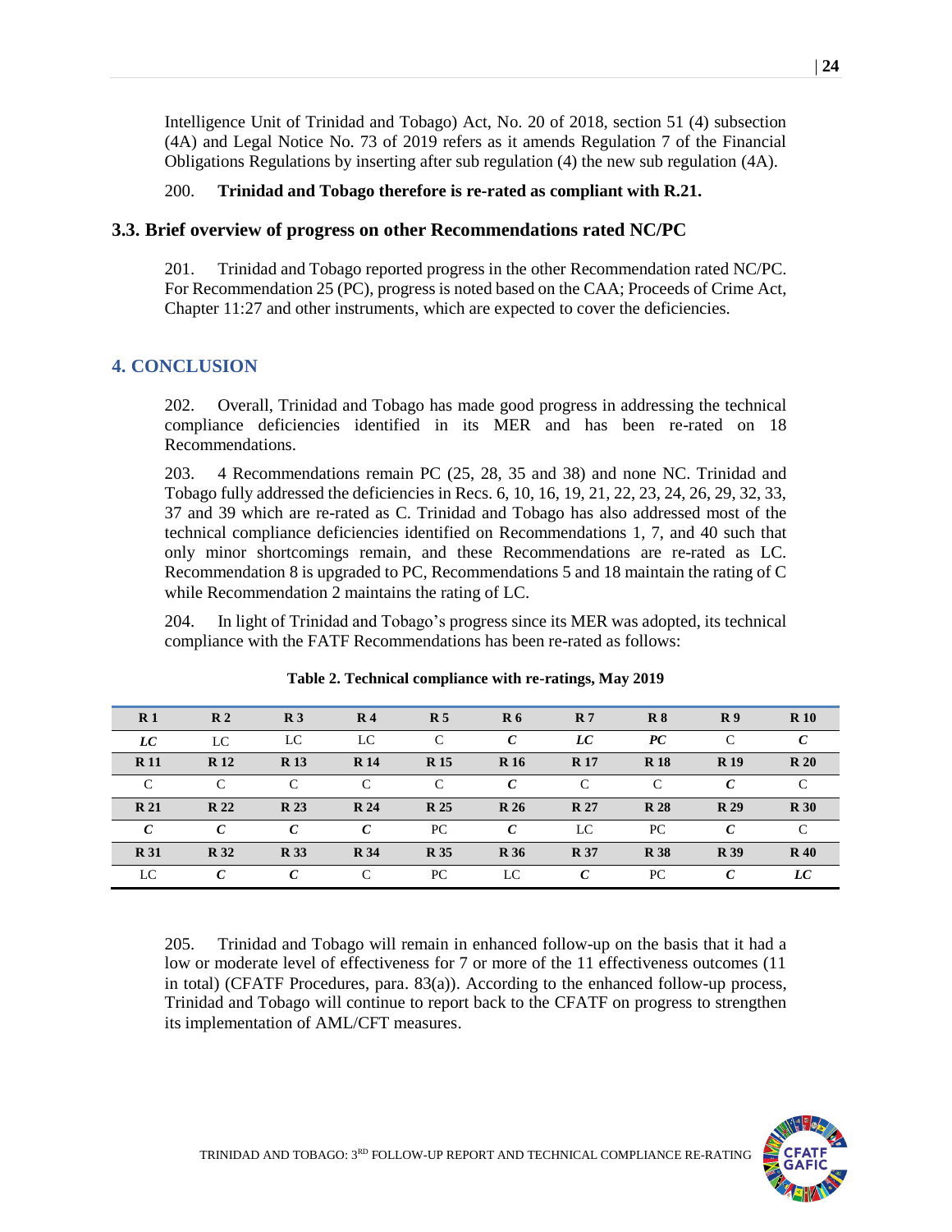Intelligence Unit of Trinidad and Tobago) Act, No. 20 of 2018, section 51 (4) subsection (4A) and Legal Notice No. 73 of 2019 refers as it amends Regulation 7 of the Financial Obligations Regulations by inserting after sub regulation (4) the new sub regulation (4A).

200. **Trinidad and Tobago therefore is re-rated as compliant with R.21.**

### 3.3. Brief overview of progress on other Recommendations rated NC/PC

201. Trinidad and Tobago reported progress in the other Recommendation rated NC/PC. For Recommendation 25 (PC), progress is noted based on the CAA; Proceeds of Crime Act, Chapter 11:27 and other instruments, which are expected to cover the deficiencies.

## 4. CONCLUSION

202. Overall, Trinidad and Tobago has made good progress in addressing the technical compliance deficiencies identified in its MER and has been re-rated on 18 Recommendations.

203. 4 Recommendations remain PC (25, 28, 35 and 38) and none NC. Trinidad and Tobago fully addressed the deficiencies in Recs. 6, 10, 16, 19, 21, 22, 23, 24, 26, 29, 32, 33, 37 and 39 which are re-rated as C. Trinidad and Tobago has also addressed most of the technical compliance deficiencies identified on Recommendations 1, 7, and 40 such that only minor shortcomings remain, and these Recommendations are re-rated as LC. Recommendation 8 is upgraded to PC, Recommendations 5 and 18 maintain the rating of C while Recommendation 2 maintains the rating of LC.

204. In light of Trinidad and Tobago's progress since its MER was adopted, its technical compliance with the FATF Recommendations has been re-rated as follows:

**Table 2. Technical compliance with re-ratings, May 2019**

| R 1 | R 2 | R 3 | R 4 | R 5 | R 6 | R 7 | R 8 | R 9 | R 10 |
|---|---|---|---|---|---|---|---|---|---|
| ***LC*** | LC | LC | LC | C | ***C*** | ***LC*** | ***PC*** | C | ***C*** |
| **R 11** | **R 12** | **R 13** | **R 14** | **R 15** | **R 16** | **R 17** | **R 18** | **R 19** | **R 20** |
| C | C | C | C | C | ***C*** | C | C | ***C*** | C |
| **R 21** | **R 22** | **R 23** | **R 24** | **R 25** | **R 26** | **R 27** | **R 28** | **R 29** | **R 30** |
| ***C*** | ***C*** | ***C*** | ***C*** | PC | ***C*** | LC | PC | ***C*** | C |
| **R 31** | **R 32** | **R 33** | **R 34** | **R 35** | **R 36** | **R 37** | **R 38** | **R 39** | **R 40** |
| LC | ***C*** | ***C*** | C | PC | LC | ***C*** | PC | ***C*** | ***LC*** |

205. Trinidad and Tobago will remain in enhanced follow-up on the basis that it had a low or moderate level of effectiveness for 7 or more of the 11 effectiveness outcomes (11 in total) (CFATF Procedures, para. 83(a)). According to the enhanced follow-up process, Trinidad and Tobago will continue to report back to the CFATF on progress to strengthen its implementation of AML/CFT measures.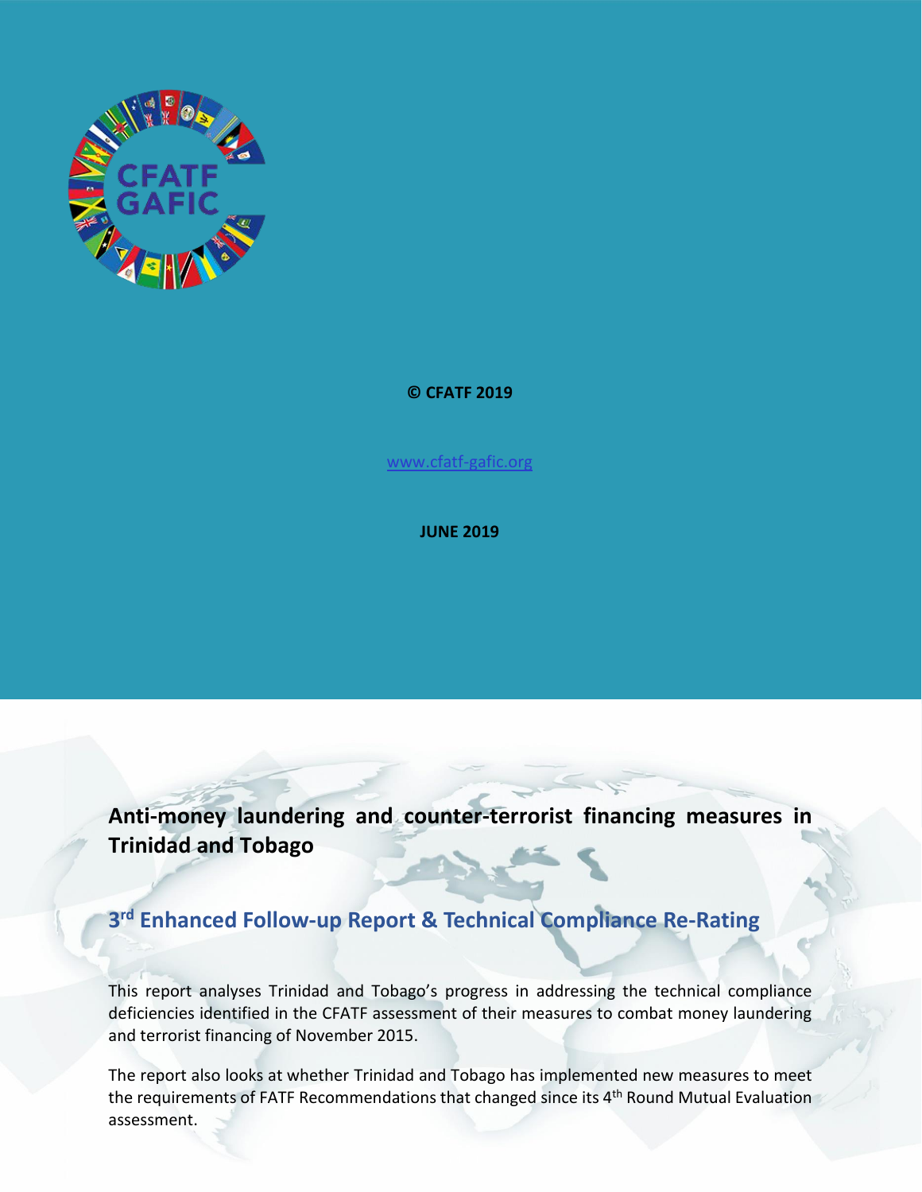**© CFATF 2019**

www.cfatf-gafic.org

**JUNE 2019**

# Anti-money laundering and counter-terrorist financing measures in Trinidad and Tobago

## 3rd Enhanced Follow-up Report & Technical Compliance Re-Rating

This report analyses Trinidad and Tobago's progress in addressing the technical compliance deficiencies identified in the CFATF assessment of their measures to combat money laundering and terrorist financing of November 2015.

The report also looks at whether Trinidad and Tobago has implemented new measures to meet the requirements of FATF Recommendations that changed since its 4th Round Mutual Evaluation assessment.